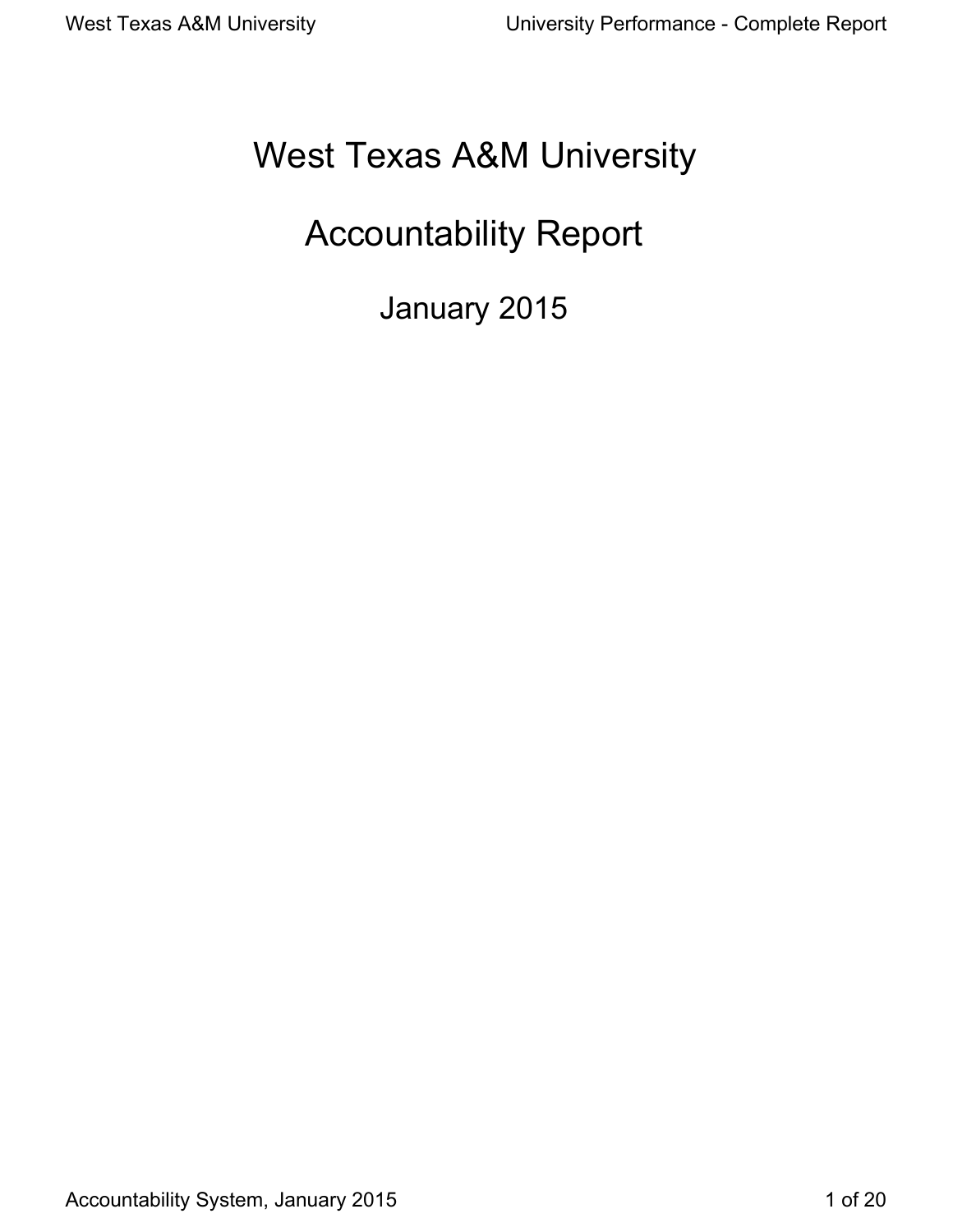# West Texas A&M University

# Accountability Report

## January 2015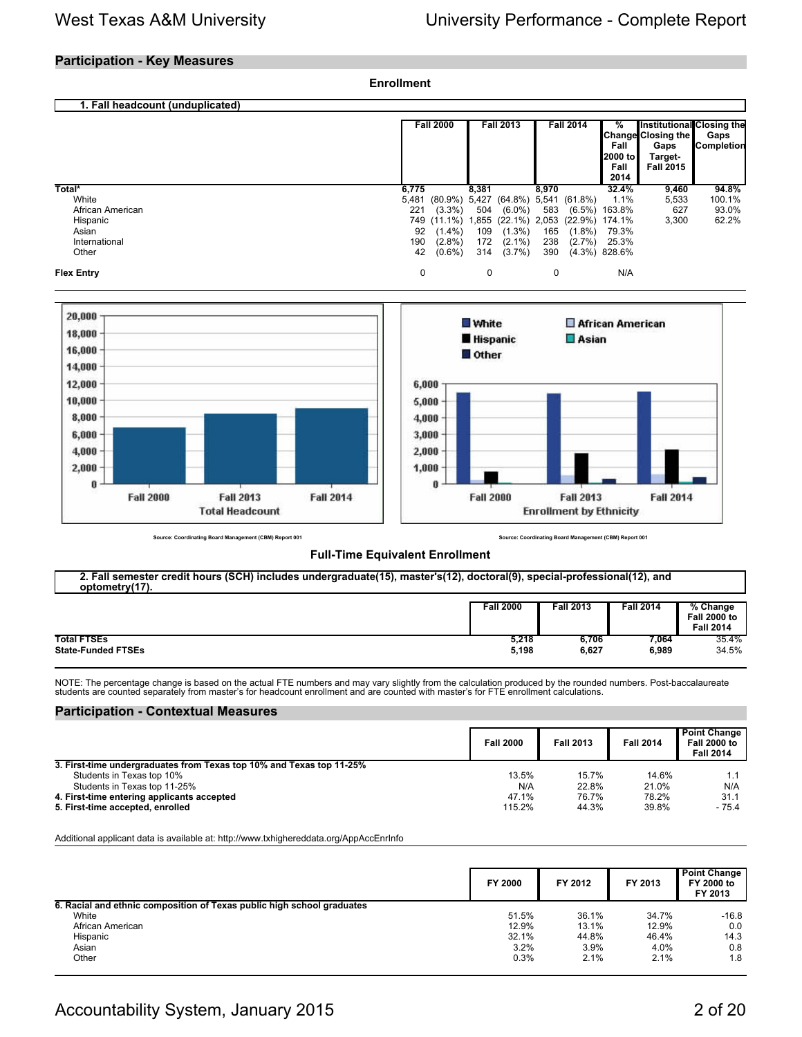## Participation - Key Measures

### Enrollment

**1. Fall headcount (unduplicated)**

| | Fall 2000 | Fall 2013 | Fall 2014 | % Change Fall 2000 to Fall 2014 | Institutional Closing the Gaps Target- Fall 2015 | Closing the Gaps Completion |
|---|---|---|---|---|---|---|
| **Total*** | **6,775** | **8,381** | **8,970** | **32.4%** | **9,460** | **94.8%** |
| White | 5,481 (80.9%) | 5,427 (64.8%) | 5,541 (61.8%) | 1.1% | 5,533 | 100.1% |
| African American | 221 (3.3%) | 504 (6.0%) | 583 (6.5%) | 163.8% | 627 | 93.0% |
| Hispanic | 749 (11.1%) | 1,855 (22.1%) | 2,053 (22.9%) | 174.1% | 3,300 | 62.2% |
| Asian | 92 (1.4%) | 109 (1.3%) | 165 (1.8%) | 79.3% | | |
| International | 190 (2.8%) | 172 (2.1%) | 238 (2.7%) | 25.3% | | |
| Other | 42 (0.6%) | 314 (3.7%) | 390 (4.3%) | 828.6% | | |
| **Flex Entry** | 0 | 0 | 0 | N/A | | |

Source: Coordinating Board Management (CBM) Report 001

Source: Coordinating Board Management (CBM) Report 001

### Full-Time Equivalent Enrollment

**2. Fall semester credit hours (SCH) includes undergraduate(15), master's(12), doctoral(9), special-professional(12), and optometry(17).**

| | Fall 2000 | Fall 2013 | Fall 2014 | % Change Fall 2000 to Fall 2014 |
|---|---|---|---|---|
| **Total FTSEs** | 5,218 | 6,706 | 7,064 | 35.4% |
| **State-Funded FTSEs** | 5,198 | 6,627 | 6,989 | 34.5% |

NOTE: The percentage change is based on the actual FTE numbers and may vary slightly from the calculation produced by the rounded numbers. Post-baccalaureate students are counted separately from master's for headcount enrollment and are counted with master's for FTE enrollment calculations.

## Participation - Contextual Measures

| | Fall 2000 | Fall 2013 | Fall 2014 | Point Change Fall 2000 to Fall 2014 |
|---|---|---|---|---|
| **3. First-time undergraduates from Texas top 10% and Texas top 11-25%** | | | | |
| Students in Texas top 10% | 13.5% | 15.7% | 14.6% | 1.1 |
| Students in Texas top 11-25% | N/A | 22.8% | 21.0% | N/A |
| **4. First-time entering applicants accepted** | 47.1% | 76.7% | 78.2% | 31.1 |
| **5. First-time accepted, enrolled** | 115.2% | 44.3% | 39.8% | - 75.4 |

Additional applicant data is available at: http://www.txhighereddata.org/AppAccEnrInfo

| | FY 2000 | FY 2012 | FY 2013 | Point Change FY 2000 to FY 2013 |
|---|---|---|---|---|
| **6. Racial and ethnic composition of Texas public high school graduates** | | | | |
| White | 51.5% | 36.1% | 34.7% | -16.8 |
| African American | 12.9% | 13.1% | 12.9% | 0.0 |
| Hispanic | 32.1% | 44.8% | 46.4% | 14.3 |
| Asian | 3.2% | 3.9% | 4.0% | 0.8 |
| Other | 0.3% | 2.1% | 2.1% | 1.8 |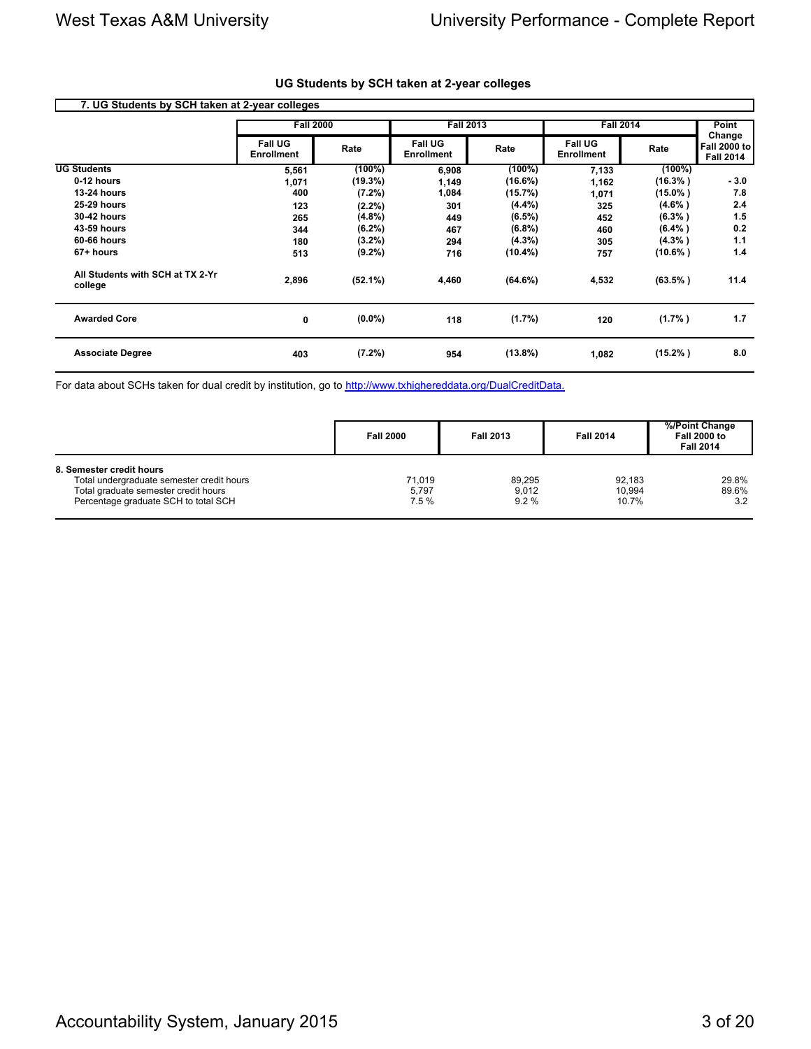## UG Students by SCH taken at 2-year colleges

**7. UG Students by SCH taken at 2-year colleges**

| | Fall 2000 | | Fall 2013 | | Fall 2014 | | Point Change Fall 2000 to Fall 2014 |
|---|---|---|---|---|---|---|---|
| | Fall UG Enrollment | Rate | Fall UG Enrollment | Rate | Fall UG Enrollment | Rate | |
| **UG Students** | 5,561 | (100%) | 6,908 | (100%) | 7,133 | (100%) | |
| **0-12 hours** | 1,071 | (19.3%) | 1,149 | (16.6%) | 1,162 | (16.3% ) | - 3.0 |
| **13-24 hours** | 400 | (7.2%) | 1,084 | (15.7%) | 1,071 | (15.0% ) | 7.8 |
| **25-29 hours** | 123 | (2.2%) | 301 | (4.4%) | 325 | (4.6% ) | 2.4 |
| **30-42 hours** | 265 | (4.8%) | 449 | (6.5%) | 452 | (6.3% ) | 1.5 |
| **43-59 hours** | 344 | (6.2%) | 467 | (6.8%) | 460 | (6.4% ) | 0.2 |
| **60-66 hours** | 180 | (3.2%) | 294 | (4.3%) | 305 | (4.3% ) | 1.1 |
| **67+ hours** | 513 | (9.2%) | 716 | (10.4%) | 757 | (10.6% ) | 1.4 |
| **All Students with SCH at TX 2-Yr college** | 2,896 | (52.1%) | 4,460 | (64.6%) | 4,532 | (63.5% ) | 11.4 |
| **Awarded Core** | 0 | (0.0%) | 118 | (1.7%) | 120 | (1.7% ) | 1.7 |
| **Associate Degree** | 403 | (7.2%) | 954 | (13.8%) | 1,082 | (15.2% ) | 8.0 |

For data about SCHs taken for dual credit by institution, go to http://www.txhighereddata.org/DualCreditData.

| | Fall 2000 | Fall 2013 | Fall 2014 | %/Point Change Fall 2000 to Fall 2014 |
|---|---|---|---|---|
| **8. Semester credit hours** | | | | |
| Total undergraduate semester credit hours | 71,019 | 89,295 | 92,183 | 29.8% |
| Total graduate semester credit hours | 5,797 | 9,012 | 10,994 | 89.6% |
| Percentage graduate SCH to total SCH | 7.5 % | 9.2 % | 10.7% | 3.2 |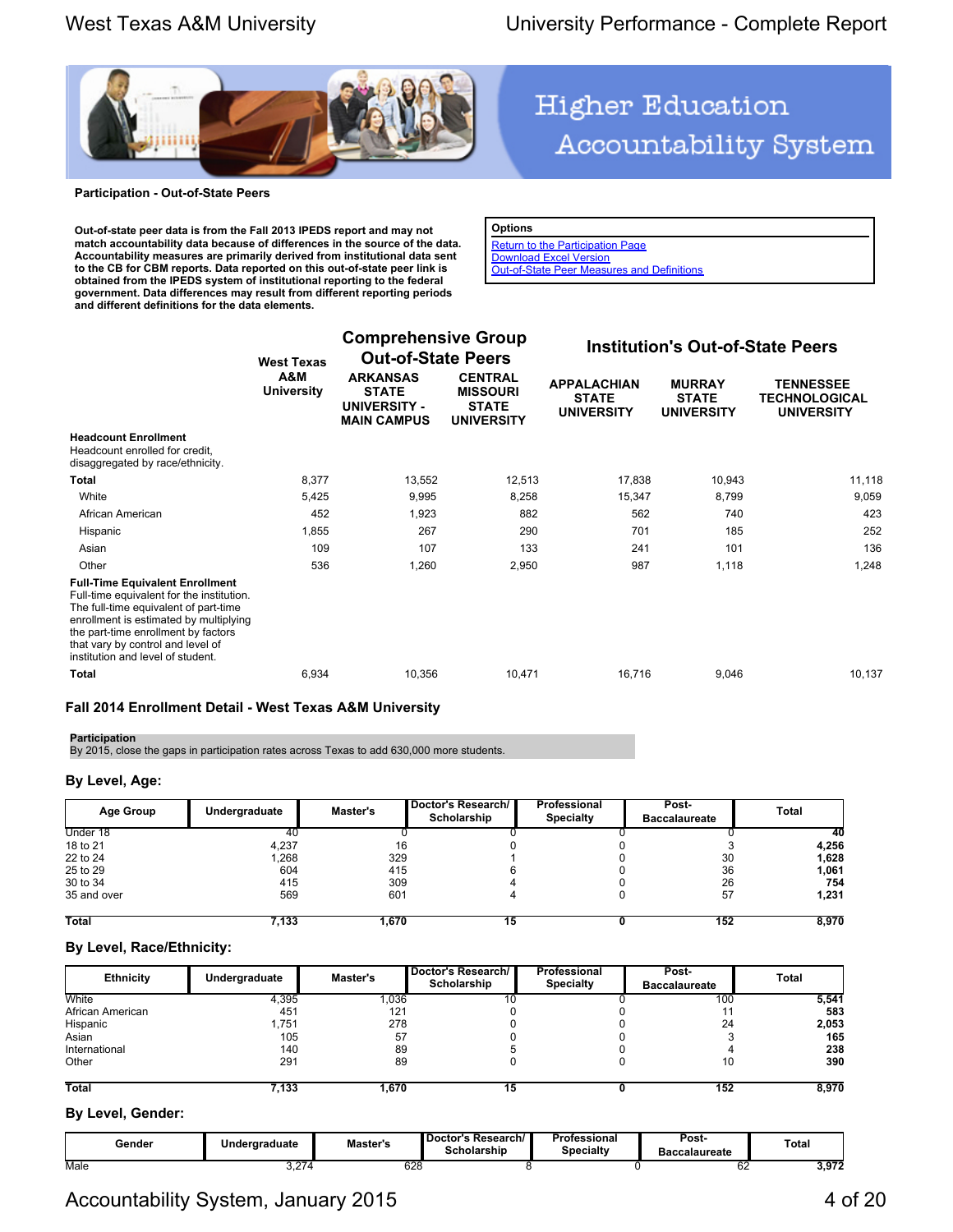## Higher Education Accountability System

**Participation - Out-of-State Peers**

**Out-of-state peer data is from the Fall 2013 IPEDS report and may not match accountability data because of differences in the source of the data. Accountability measures are primarily derived from institutional data sent to the CB for CBM reports. Data reported on this out-of-state peer link is obtained from the IPEDS system of institutional reporting to the federal government. Data differences may result from different reporting periods and different definitions for the data elements.**

**Options**

- Return to the Participation Page
- Download Excel Version
- Out-of-State Peer Measures and Definitions

| | West Texas A&M University | Comprehensive Group Out-of-State Peers | | Institution's Out-of-State Peers | | |
|---|---|---|---|---|---|---|
| | | ARKANSAS STATE UNIVERSITY - MAIN CAMPUS | CENTRAL MISSOURI STATE UNIVERSITY | APPALACHIAN STATE UNIVERSITY | MURRAY STATE UNIVERSITY | TENNESSEE TECHNOLOGICAL UNIVERSITY |
| **Headcount Enrollment**<br>Headcount enrolled for credit, disaggregated by race/ethnicity. | | | | | | |
| **Total** | 8,377 | 13,552 | 12,513 | 17,838 | 10,943 | 11,118 |
| White | 5,425 | 9,995 | 8,258 | 15,347 | 8,799 | 9,059 |
| African American | 452 | 1,923 | 882 | 562 | 740 | 423 |
| Hispanic | 1,855 | 267 | 290 | 701 | 185 | 252 |
| Asian | 109 | 107 | 133 | 241 | 101 | 136 |
| Other | 536 | 1,260 | 2,950 | 987 | 1,118 | 1,248 |
| **Full-Time Equivalent Enrollment**<br>Full-time equivalent for the institution. The full-time equivalent of part-time enrollment is estimated by multiplying the part-time enrollment by factors that vary by control and level of institution and level of student. | | | | | | |
| **Total** | 6,934 | 10,356 | 10,471 | 16,716 | 9,046 | 10,137 |

### Fall 2014 Enrollment Detail - West Texas A&M University

**Participation**
By 2015, close the gaps in participation rates across Texas to add 630,000 more students.

### By Level, Age:

| Age Group | Undergraduate | Master's | Doctor's Research/ Scholarship | Professional Specialty | Post-Baccalaureate | Total |
|---|---|---|---|---|---|---|
| Under 18 | 40 | 0 | 0 | 0 | 0 | **40** |
| 18 to 21 | 4,237 | 16 | 0 | 0 | 3 | **4,256** |
| 22 to 24 | 1,268 | 329 | 1 | 0 | 30 | **1,628** |
| 25 to 29 | 604 | 415 | 6 | 0 | 36 | **1,061** |
| 30 to 34 | 415 | 309 | 4 | 0 | 26 | **754** |
| 35 and over | 569 | 601 | 4 | 0 | 57 | **1,231** |
| **Total** | **7,133** | **1,670** | **15** | **0** | **152** | **8,970** |

### By Level, Race/Ethnicity:

| Ethnicity | Undergraduate | Master's | Doctor's Research/ Scholarship | Professional Specialty | Post-Baccalaureate | Total |
|---|---|---|---|---|---|---|
| White | 4,395 | 1,036 | 10 | 0 | 100 | **5,541** |
| African American | 451 | 121 | 0 | 0 | 11 | **583** |
| Hispanic | 1,751 | 278 | 0 | 0 | 24 | **2,053** |
| Asian | 105 | 57 | 0 | 0 | 3 | **165** |
| International | 140 | 89 | 5 | 0 | 4 | **238** |
| Other | 291 | 89 | 0 | 0 | 10 | **390** |
| **Total** | **7,133** | **1,670** | **15** | **0** | **152** | **8,970** |

### By Level, Gender:

| Gender | Undergraduate | Master's | Doctor's Research/ Scholarship | Professional Specialty | Post-Baccalaureate | Total |
|---|---|---|---|---|---|---|
| Male | 3,274 | 628 | 8 | 0 | 62 | **3,972** |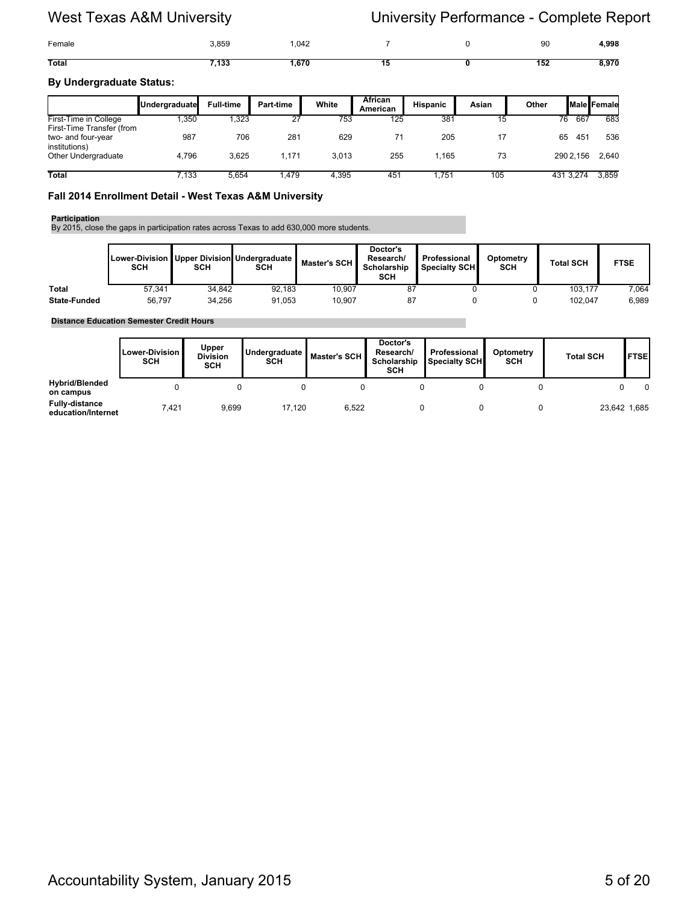| | | | | | | |
|---|---|---|---|---|---|---|
| Female | 3,859 | 1,042 | 7 | 0 | 90 | **4,998** |
| **Total** | **7,133** | **1,670** | **15** | **0** | **152** | **8,970** |

### By Undergraduate Status:

| | Undergraduate | Full-time | Part-time | White | African American | Hispanic | Asian | Other | Male | Female |
|---|---|---|---|---|---|---|---|---|---|---|
| First-Time in College | 1,350 | 1,323 | 27 | 753 | 125 | 381 | 15 | 76 | 667 | 683 |
| First-Time Transfer (from two- and four-year institutions) | 987 | 706 | 281 | 629 | 71 | 205 | 17 | 65 | 451 | 536 |
| Other Undergraduate | 4,796 | 3,625 | 1,171 | 3,013 | 255 | 1,165 | 73 | 290 | 2,156 | 2,640 |
| **Total** | 7,133 | 5,654 | 1,479 | 4,395 | 451 | 1,751 | 105 | 431 | 3,274 | 3,859 |

### Fall 2014 Enrollment Detail - West Texas A&M University

**Participation**
By 2015, close the gaps in participation rates across Texas to add 630,000 more students.

| | Lower-Division SCH | Upper Division SCH | Undergraduate SCH | Master's SCH | Doctor's Research/ Scholarship SCH | Professional Specialty SCH | Optometry SCH | Total SCH | FTSE |
|---|---|---|---|---|---|---|---|---|---|
| **Total** | 57,341 | 34,842 | 92,183 | 10,907 | 87 | 0 | 0 | 103,177 | 7,064 |
| **State-Funded** | 56,797 | 34,256 | 91,053 | 10,907 | 87 | 0 | 0 | 102,047 | 6,989 |

**Distance Education Semester Credit Hours**

| | Lower-Division SCH | Upper Division SCH | Undergraduate SCH | Master's SCH | Doctor's Research/ Scholarship SCH | Professional Specialty SCH | Optometry SCH | Total SCH | FTSE |
|---|---|---|---|---|---|---|---|---|---|
| **Hybrid/Blended on campus** | 0 | 0 | 0 | 0 | 0 | 0 | 0 | 0 | 0 |
| **Fully-distance education/Internet** | 7,421 | 9,699 | 17,120 | 6,522 | 0 | 0 | 0 | 23,642 | 1,685 |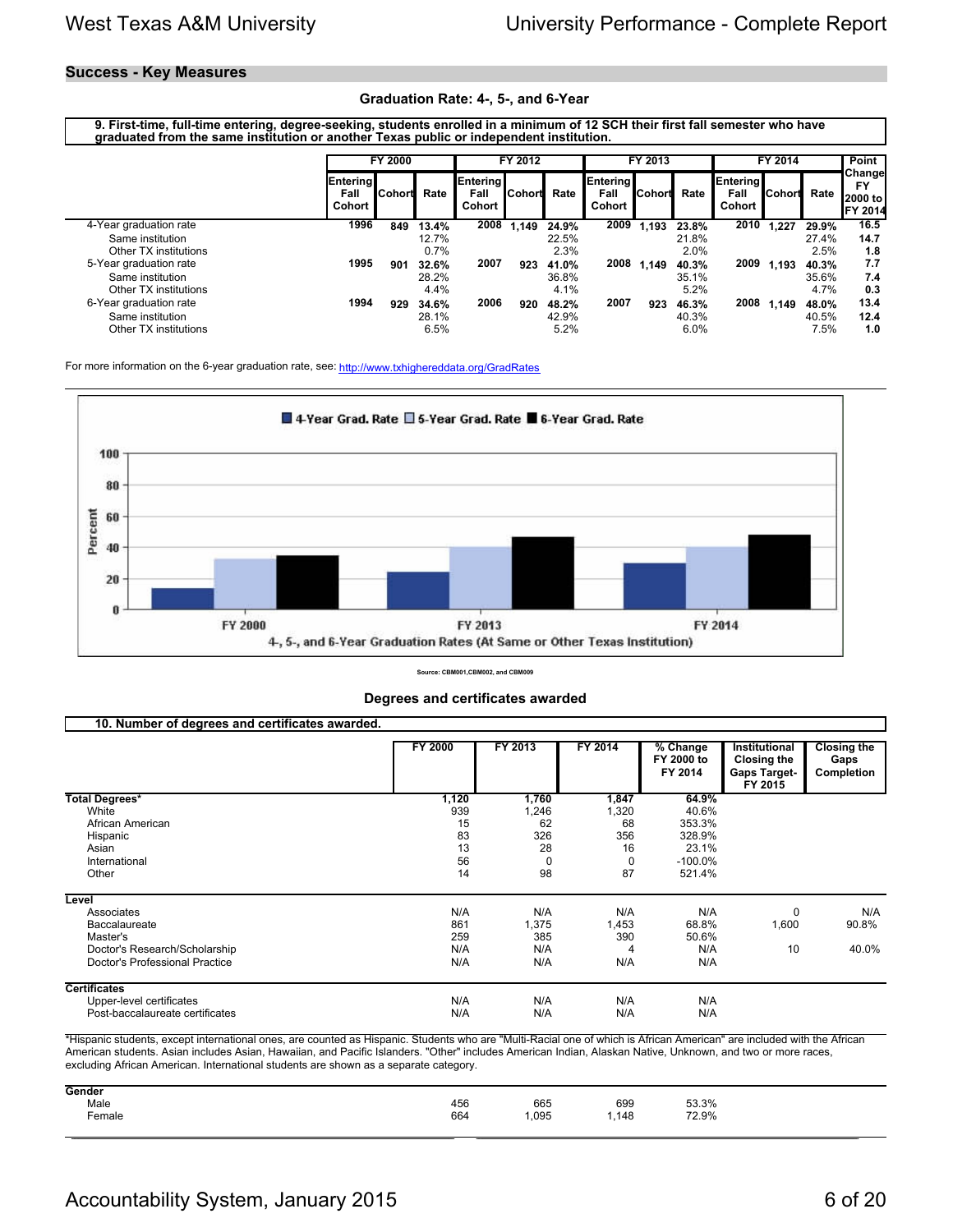## Success - Key Measures

### Graduation Rate: 4-, 5-, and 6-Year

**9. First-time, full-time entering, degree-seeking, students enrolled in a minimum of 12 SCH their first fall semester who have graduated from the same institution or another Texas public or independent institution.**

| | FY 2000 | | | FY 2012 | | | FY 2013 | | | FY 2014 | | | Point Change FY 2000 to FY 2014 |
|---|---|---|---|---|---|---|---|---|---|---|---|---|---|
| | Entering Fall Cohort | Cohort | Rate | Entering Fall Cohort | Cohort | Rate | Entering Fall Cohort | Cohort | Rate | Entering Fall Cohort | Cohort | Rate | |
| 4-Year graduation rate | 1996 | 849 | 13.4% | 2008 | 1,149 | 24.9% | 2009 | 1,193 | 23.8% | 2010 | 1,227 | 29.9% | 16.5 |
| Same institution | | | 12.7% | | | 22.5% | | | 21.8% | | | 27.4% | 14.7 |
| Other TX institutions | | | 0.7% | | | 2.3% | | | 2.0% | | | 2.5% | 1.8 |
| 5-Year graduation rate | 1995 | 901 | 32.6% | 2007 | 923 | 41.0% | 2008 | 1,149 | 40.3% | 2009 | 1,193 | 40.3% | 7.7 |
| Same institution | | | 28.2% | | | 36.8% | | | 35.1% | | | 35.6% | 7.4 |
| Other TX institutions | | | 4.4% | | | 4.1% | | | 5.2% | | | 4.7% | 0.3 |
| 6-Year graduation rate | 1994 | 929 | 34.6% | 2006 | 920 | 48.2% | 2007 | 923 | 46.3% | 2008 | 1,149 | 48.0% | 13.4 |
| Same institution | | | 28.1% | | | 42.9% | | | 40.3% | | | 40.5% | 12.4 |
| Other TX institutions | | | 6.5% | | | 5.2% | | | 6.0% | | | 7.5% | 1.0 |

For more information on the 6-year graduation rate, see: http://www.txhighereddata.org/GradRates

4-, 5-, and 6-Year Graduation Rates (At Same or Other Texas Institution)

Source: CBM001,CBM002, and CBM009

### Degrees and certificates awarded

**10. Number of degrees and certificates awarded.**

| | FY 2000 | FY 2013 | FY 2014 | % Change FY 2000 to FY 2014 | Institutional Closing the Gaps Target-FY 2015 | Closing the Gaps Completion |
|---|---|---|---|---|---|---|
| **Total Degrees*** | 1,120 | 1,760 | 1,847 | 64.9% | | |
| White | 939 | 1,246 | 1,320 | 40.6% | | |
| African American | 15 | 62 | 68 | 353.3% | | |
| Hispanic | 83 | 326 | 356 | 328.9% | | |
| Asian | 13 | 28 | 16 | 23.1% | | |
| International | 56 | 0 | 0 | -100.0% | | |
| Other | 14 | 98 | 87 | 521.4% | | |
| **Level** | | | | | | |
| Associates | N/A | N/A | N/A | N/A | 0 | N/A |
| Baccalaureate | 861 | 1,375 | 1,453 | 68.8% | 1,600 | 90.8% |
| Master's | 259 | 385 | 390 | 50.6% | | |
| Doctor's Research/Scholarship | N/A | N/A | 4 | N/A | 10 | 40.0% |
| Doctor's Professional Practice | N/A | N/A | N/A | N/A | | |
| **Certificates** | | | | | | |
| Upper-level certificates | N/A | N/A | N/A | N/A | | |
| Post-baccalaureate certificates | N/A | N/A | N/A | N/A | | |

*Hispanic students, except international ones, are counted as Hispanic. Students who are "Multi-Racial one of which is African American" are included with the African American students. Asian includes Asian, Hawaiian, and Pacific Islanders. "Other" includes American Indian, Alaskan Native, Unknown, and two or more races, excluding African American. International students are shown as a separate category.

| **Gender** | FY 2000 | FY 2013 | FY 2014 | % Change FY 2000 to FY 2014 |
|---|---|---|---|---|
| Male | 456 | 665 | 699 | 53.3% |
| Female | 664 | 1,095 | 1,148 | 72.9% |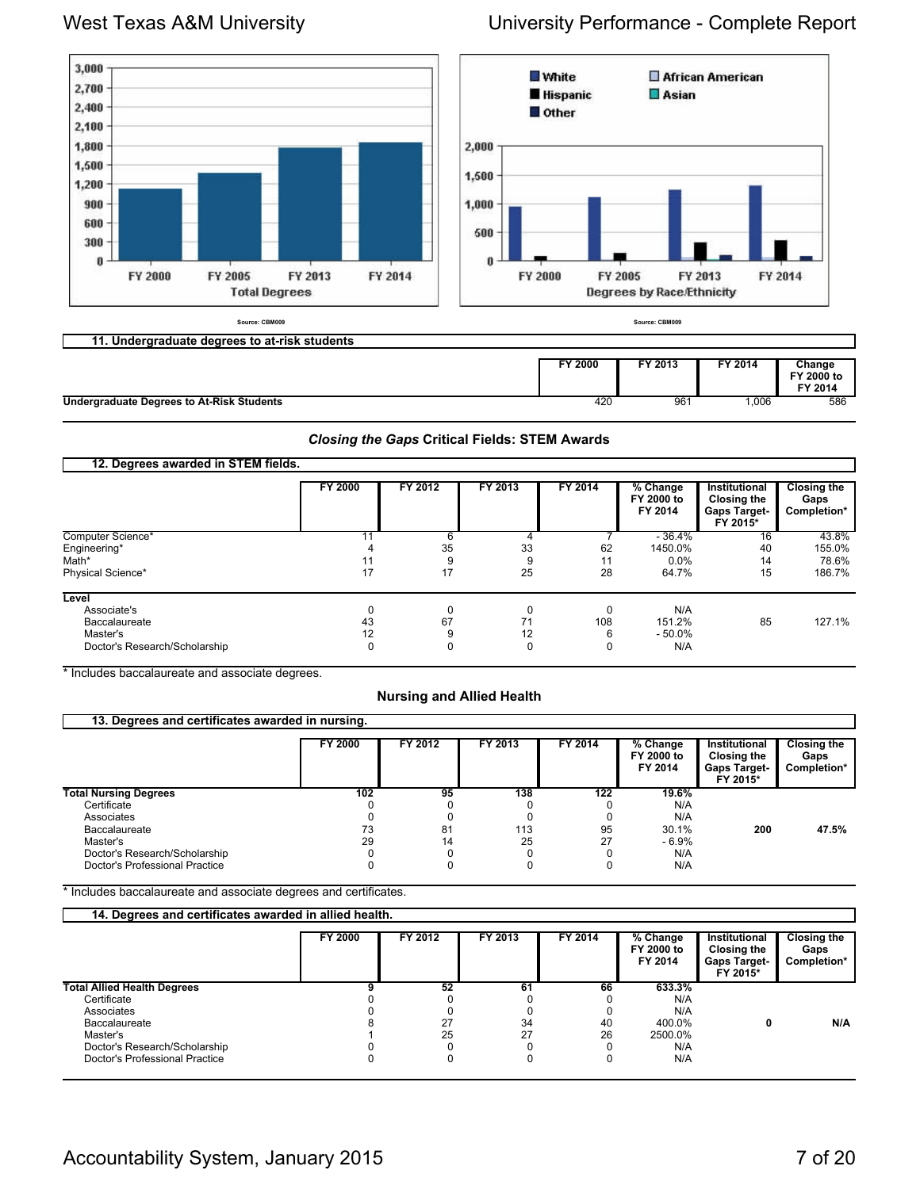Source: CBM009

Source: CBM009

### 11. Undergraduate degrees to at-risk students

| | FY 2000 | FY 2013 | FY 2014 | Change FY 2000 to FY 2014 |
|---|---|---|---|---|
| **Undergraduate Degrees to At-Risk Students** | 420 | 961 | 1,006 | 586 |

## *Closing the Gaps* Critical Fields: STEM Awards

### 12. Degrees awarded in STEM fields.

| | FY 2000 | FY 2012 | FY 2013 | FY 2014 | % Change FY 2000 to FY 2014 | Institutional Closing the Gaps Target- FY 2015* | Closing the Gaps Completion* |
|---|---|---|---|---|---|---|---|
| Computer Science* | 11 | 6 | 4 | 7 | - 36.4% | 16 | 43.8% |
| Engineering* | 4 | 35 | 33 | 62 | 1450.0% | 40 | 155.0% |
| Math* | 11 | 9 | 9 | 11 | 0.0% | 14 | 78.6% |
| Physical Science* | 17 | 17 | 25 | 28 | 64.7% | 15 | 186.7% |
| **Level** | | | | | | | |
| Associate's | 0 | 0 | 0 | 0 | N/A | | |
| Baccalaureate | 43 | 67 | 71 | 108 | 151.2% | 85 | 127.1% |
| Master's | 12 | 9 | 12 | 6 | - 50.0% | | |
| Doctor's Research/Scholarship | 0 | 0 | 0 | 0 | N/A | | |

* Includes baccalaureate and associate degrees.

## Nursing and Allied Health

### 13. Degrees and certificates awarded in nursing.

| | FY 2000 | FY 2012 | FY 2013 | FY 2014 | % Change FY 2000 to FY 2014 | Institutional Closing the Gaps Target- FY 2015* | Closing the Gaps Completion* |
|---|---|---|---|---|---|---|---|
| **Total Nursing Degrees** | **102** | **95** | **138** | **122** | **19.6%** | | |
| Certificate | 0 | 0 | 0 | 0 | N/A | | |
| Associates | 0 | 0 | 0 | 0 | N/A | | |
| Baccalaureate | 73 | 81 | 113 | 95 | 30.1% | **200** | **47.5%** |
| Master's | 29 | 14 | 25 | 27 | - 6.9% | | |
| Doctor's Research/Scholarship | 0 | 0 | 0 | 0 | N/A | | |
| Doctor's Professional Practice | 0 | 0 | 0 | 0 | N/A | | |

* Includes baccalaureate and associate degrees and certificates.

### 14. Degrees and certificates awarded in allied health.

| | FY 2000 | FY 2012 | FY 2013 | FY 2014 | % Change FY 2000 to FY 2014 | Institutional Closing the Gaps Target- FY 2015* | Closing the Gaps Completion* |
|---|---|---|---|---|---|---|---|
| **Total Allied Health Degrees** | **9** | **52** | **61** | **66** | **633.3%** | | |
| Certificate | 0 | 0 | 0 | 0 | N/A | | |
| Associates | 0 | 0 | 0 | 0 | N/A | | |
| Baccalaureate | 8 | 27 | 34 | 40 | 400.0% | **0** | **N/A** |
| Master's | 1 | 25 | 27 | 26 | 2500.0% | | |
| Doctor's Research/Scholarship | 0 | 0 | 0 | 0 | N/A | | |
| Doctor's Professional Practice | 0 | 0 | 0 | 0 | N/A | | |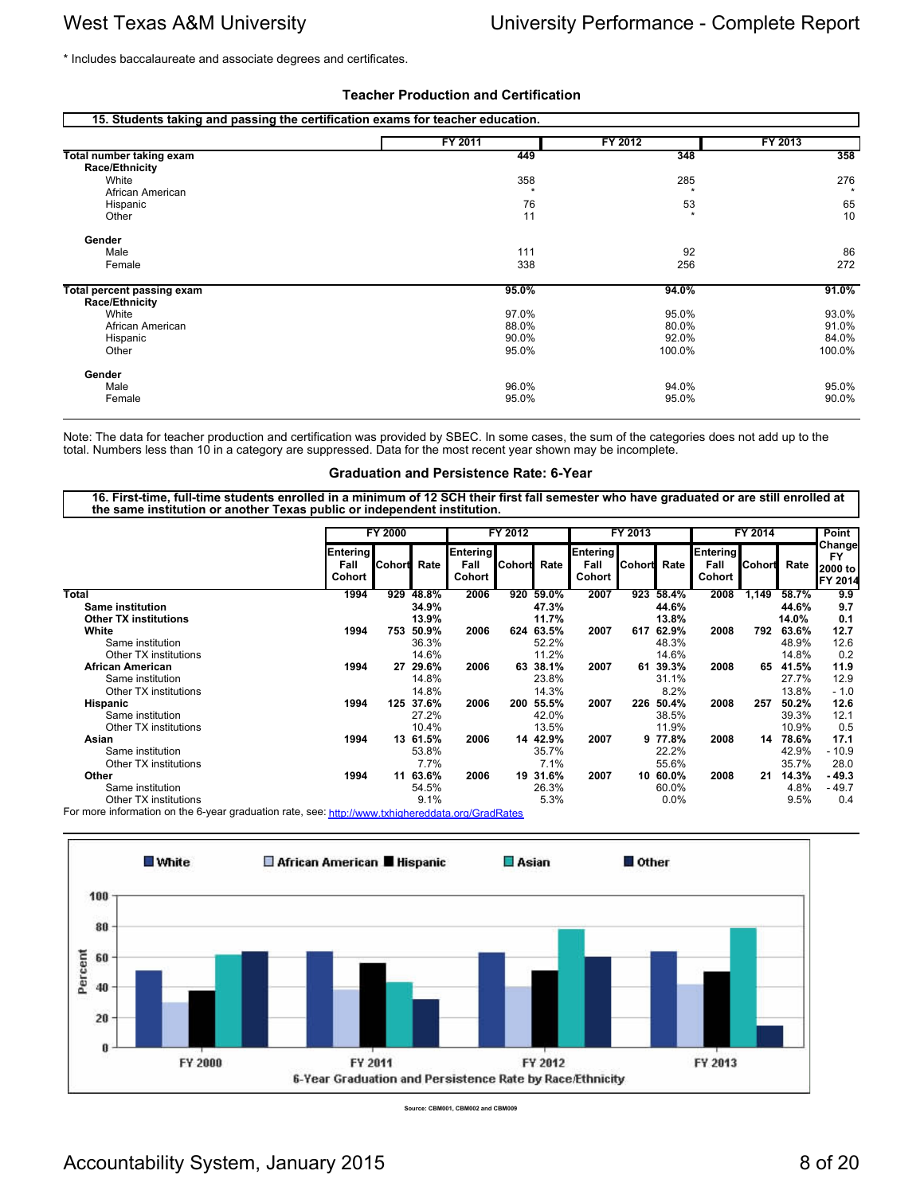* Includes baccalaureate and associate degrees and certificates.

### Teacher Production and Certification

**15. Students taking and passing the certification exams for teacher education.**

| | FY 2011 | FY 2012 | FY 2013 |
|---|---|---|---|
| **Total number taking exam** | **449** | **348** | **358** |
| **Race/Ethnicity** | | | |
| White | 358 | 285 | 276 |
| African American | * | * | * |
| Hispanic | 76 | 53 | 65 |
| Other | 11 | * | 10 |
| **Gender** | | | |
| Male | 111 | 92 | 86 |
| Female | 338 | 256 | 272 |
| **Total percent passing exam** | **95.0%** | **94.0%** | **91.0%** |
| **Race/Ethnicity** | | | |
| White | 97.0% | 95.0% | 93.0% |
| African American | 88.0% | 80.0% | 91.0% |
| Hispanic | 90.0% | 92.0% | 84.0% |
| Other | 95.0% | 100.0% | 100.0% |
| **Gender** | | | |
| Male | 96.0% | 94.0% | 95.0% |
| Female | 95.0% | 95.0% | 90.0% |

Note: The data for teacher production and certification was provided by SBEC. In some cases, the sum of the categories does not add up to the total. Numbers less than 10 in a category are suppressed. Data for the most recent year shown may be incomplete.

### Graduation and Persistence Rate: 6-Year

**16. First-time, full-time students enrolled in a minimum of 12 SCH their first fall semester who have graduated or are still enrolled at the same institution or another Texas public or independent institution.**

| | FY 2000 | | | FY 2012 | | | FY 2013 | | | FY 2014 | | | Point Change FY 2000 to FY 2014 |
|---|---|---|---|---|---|---|---|---|---|---|---|---|---|
| | Entering Fall Cohort | Cohort | Rate | Entering Fall Cohort | Cohort | Rate | Entering Fall Cohort | Cohort | Rate | Entering Fall Cohort | Cohort | Rate | |
| **Total** | **1994** | **929** | **48.8%** | **2006** | **920** | **59.0%** | **2007** | **923** | **58.4%** | **2008** | **1,149** | **58.7%** | **9.9** |
| **Same institution** | | | **34.9%** | | | **47.3%** | | | **44.6%** | | | **44.6%** | **9.7** |
| **Other TX institutions** | | | **13.9%** | | | **11.7%** | | | **13.8%** | | | **14.0%** | **0.1** |
| **White** | **1994** | **753** | **50.9%** | **2006** | **624** | **63.5%** | **2007** | **617** | **62.9%** | **2008** | **792** | **63.6%** | **12.7** |
| Same institution | | | 36.3% | | | 52.2% | | | 48.3% | | | 48.9% | 12.6 |
| Other TX institutions | | | 14.6% | | | 11.2% | | | 14.6% | | | 14.8% | 0.2 |
| **African American** | **1994** | **27** | **29.6%** | **2006** | **63** | **38.1%** | **2007** | **61** | **39.3%** | **2008** | **65** | **41.5%** | **11.9** |
| Same institution | | | 14.8% | | | 23.8% | | | 31.1% | | | 27.7% | 12.9 |
| Other TX institutions | | | 14.8% | | | 14.3% | | | 8.2% | | | 13.8% | - 1.0 |
| **Hispanic** | **1994** | **125** | **37.6%** | **2006** | **200** | **55.5%** | **2007** | **226** | **50.4%** | **2008** | **257** | **50.2%** | **12.6** |
| Same institution | | | 27.2% | | | 42.0% | | | 38.5% | | | 39.3% | 12.1 |
| Other TX institutions | | | 10.4% | | | 13.5% | | | 11.9% | | | 10.9% | 0.5 |
| **Asian** | **1994** | **13** | **61.5%** | **2006** | **14** | **42.9%** | **2007** | **9** | **77.8%** | **2008** | **14** | **78.6%** | **17.1** |
| Same institution | | | 53.8% | | | 35.7% | | | 22.2% | | | 42.9% | - 10.9 |
| Other TX institutions | | | 7.7% | | | 7.1% | | | 55.6% | | | 35.7% | 28.0 |
| **Other** | **1994** | **11** | **63.6%** | **2006** | **19** | **31.6%** | **2007** | **10** | **60.0%** | **2008** | **21** | **14.3%** | **- 49.3** |
| Same institution | | | 54.5% | | | 26.3% | | | 60.0% | | | 4.8% | - 49.7 |
| Other TX institutions | | | 9.1% | | | 5.3% | | | 0.0% | | | 9.5% | 0.4 |

For more information on the 6-year graduation rate, see: http://www.txhighereddata.org/GradRates

6-Year Graduation and Persistence Rate by Race/Ethnicity

Source: CBM001, CBM002 and CBM009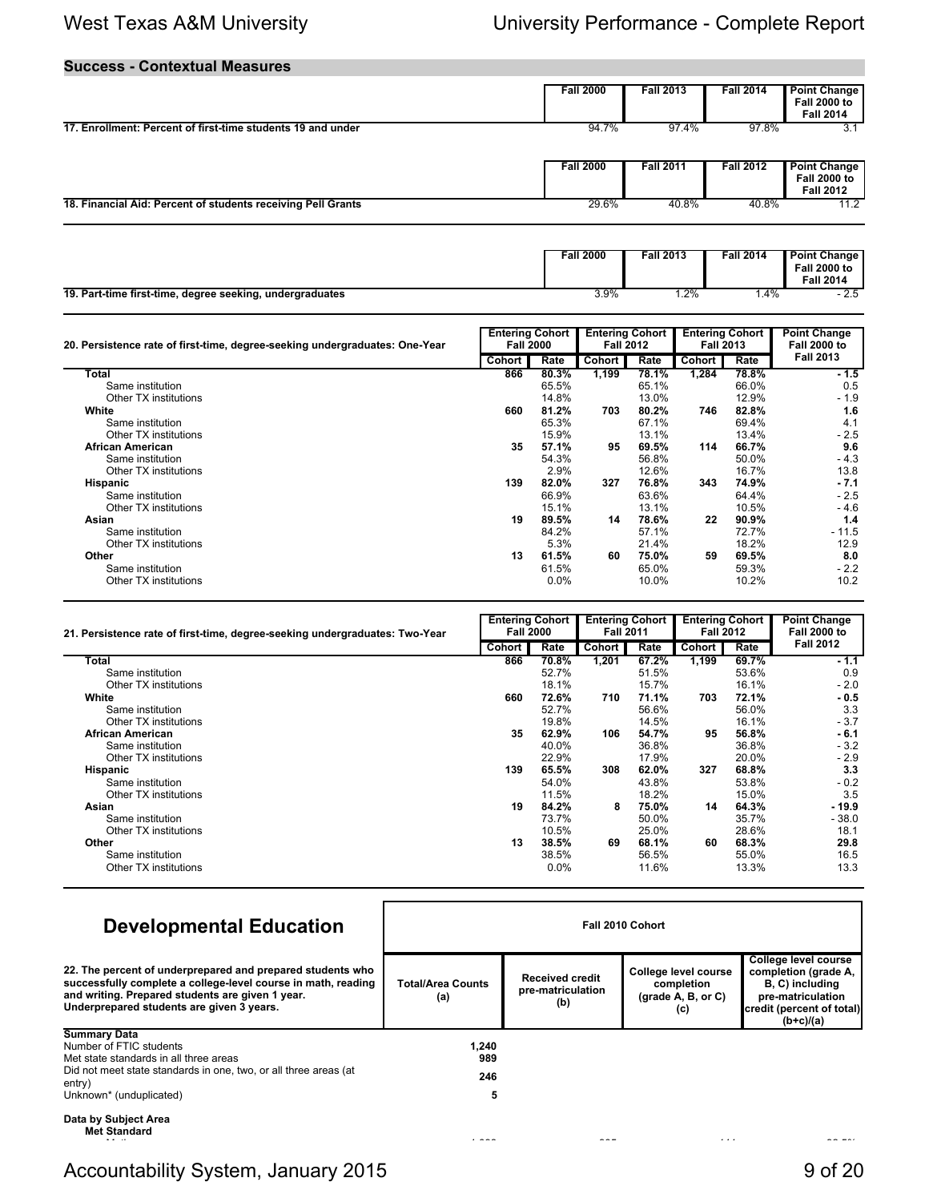## Success - Contextual Measures

| | Fall 2000 | Fall 2013 | Fall 2014 | Point Change Fall 2000 to Fall 2014 |
|---|---|---|---|---|
| **17. Enrollment: Percent of first-time students 19 and under** | 94.7% | 97.4% | 97.8% | 3.1 |

| | Fall 2000 | Fall 2011 | Fall 2012 | Point Change Fall 2000 to Fall 2012 |
|---|---|---|---|---|
| **18. Financial Aid: Percent of students receiving Pell Grants** | 29.6% | 40.8% | 40.8% | 11.2 |

| | Fall 2000 | Fall 2013 | Fall 2014 | Point Change Fall 2000 to Fall 2014 |
|---|---|---|---|---|
| **19. Part-time first-time, degree seeking, undergraduates** | 3.9% | 1.2% | 1.4% | - 2.5 |

| **20. Persistence rate of first-time, degree-seeking undergraduates: One-Year** | Entering Cohort Fall 2000 | | Entering Cohort Fall 2012 | | Entering Cohort Fall 2013 | | Point Change Fall 2000 to Fall 2013 |
|---|---|---|---|---|---|---|---|
| | Cohort | Rate | Cohort | Rate | Cohort | Rate | |
| **Total** | **866** | **80.3%** | **1,199** | **78.1%** | **1,284** | **78.8%** | **- 1.5** |
| Same institution | | 65.5% | | 65.1% | | 66.0% | 0.5 |
| Other TX institutions | | 14.8% | | 13.0% | | 12.9% | - 1.9 |
| **White** | **660** | **81.2%** | **703** | **80.2%** | **746** | **82.8%** | **1.6** |
| Same institution | | 65.3% | | 67.1% | | 69.4% | 4.1 |
| Other TX institutions | | 15.9% | | 13.1% | | 13.4% | - 2.5 |
| **African American** | **35** | **57.1%** | **95** | **69.5%** | **114** | **66.7%** | **9.6** |
| Same institution | | 54.3% | | 56.8% | | 50.0% | - 4.3 |
| Other TX institutions | | 2.9% | | 12.6% | | 16.7% | 13.8 |
| **Hispanic** | **139** | **82.0%** | **327** | **76.8%** | **343** | **74.9%** | **- 7.1** |
| Same institution | | 66.9% | | 63.6% | | 64.4% | - 2.5 |
| Other TX institutions | | 15.1% | | 13.1% | | 10.5% | - 4.6 |
| **Asian** | **19** | **89.5%** | **14** | **78.6%** | **22** | **90.9%** | **1.4** |
| Same institution | | 84.2% | | 57.1% | | 72.7% | - 11.5 |
| Other TX institutions | | 5.3% | | 21.4% | | 18.2% | 12.9 |
| **Other** | **13** | **61.5%** | **60** | **75.0%** | **59** | **69.5%** | **8.0** |
| Same institution | | 61.5% | | 65.0% | | 59.3% | - 2.2 |
| Other TX institutions | | 0.0% | | 10.0% | | 10.2% | 10.2 |

| **21. Persistence rate of first-time, degree-seeking undergraduates: Two-Year** | Entering Cohort Fall 2000 | | Entering Cohort Fall 2011 | | Entering Cohort Fall 2012 | | Point Change Fall 2000 to Fall 2012 |
|---|---|---|---|---|---|---|---|
| | Cohort | Rate | Cohort | Rate | Cohort | Rate | |
| **Total** | **866** | **70.8%** | **1,201** | **67.2%** | **1,199** | **69.7%** | **- 1.1** |
| Same institution | | 52.7% | | 51.5% | | 53.6% | 0.9 |
| Other TX institutions | | 18.1% | | 15.7% | | 16.1% | - 2.0 |
| **White** | **660** | **72.6%** | **710** | **71.1%** | **703** | **72.1%** | **- 0.5** |
| Same institution | | 52.7% | | 56.6% | | 56.0% | 3.3 |
| Other TX institutions | | 19.8% | | 14.5% | | 16.1% | - 3.7 |
| **African American** | **35** | **62.9%** | **106** | **54.7%** | **95** | **56.8%** | **- 6.1** |
| Same institution | | 40.0% | | 36.8% | | 36.8% | - 3.2 |
| Other TX institutions | | 22.9% | | 17.9% | | 20.0% | - 2.9 |
| **Hispanic** | **139** | **65.5%** | **308** | **62.0%** | **327** | **68.8%** | **3.3** |
| Same institution | | 54.0% | | 43.8% | | 53.8% | - 0.2 |
| Other TX institutions | | 11.5% | | 18.2% | | 15.0% | 3.5 |
| **Asian** | **19** | **84.2%** | **8** | **75.0%** | **14** | **64.3%** | **- 19.9** |
| Same institution | | 73.7% | | 50.0% | | 35.7% | - 38.0 |
| Other TX institutions | | 10.5% | | 25.0% | | 28.6% | 18.1 |
| **Other** | **13** | **38.5%** | **69** | **68.1%** | **60** | **68.3%** | **29.8** |
| Same institution | | 38.5% | | 56.5% | | 55.0% | 16.5 |
| Other TX institutions | | 0.0% | | 11.6% | | 13.3% | 13.3 |

## Developmental Education

| **22. The percent of underprepared and prepared students who successfully complete a college-level course in math, reading and writing. Prepared students are given 1 year. Underprepared students are given 3 years.** | Fall 2010 Cohort | | | |
|---|---|---|---|---|
| | Total/Area Counts (a) | Received credit pre-matriculation (b) | College level course completion (grade A, B, or C) (c) | College level course completion (grade A, B, C) including pre-matriculation credit (percent of total) (b+c)/(a) |
| **Summary Data** | | | | |
| Number of FTIC students | 1,240 | | | |
| Met state standards in all three areas | 989 | | | |
| Did not meet state standards in one, two, or all three areas (at entry) | 246 | | | |
| Unknown* (unduplicated) | 5 | | | |
| **Data by Subject Area** | | | | |
| **Met Standard** | | | | |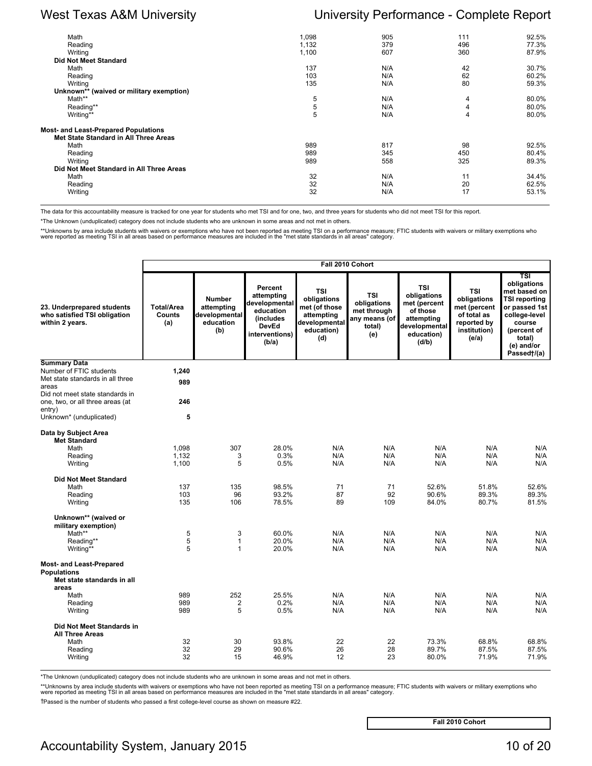| | | | | |
|---|---|---|---|---|
| Math | 1,098 | 905 | 111 | 92.5% |
| Reading | 1,132 | 379 | 496 | 77.3% |
| Writing | 1,100 | 607 | 360 | 87.9% |
| **Did Not Meet Standard** | | | | |
| Math | 137 | N/A | 42 | 30.7% |
| Reading | 103 | N/A | 62 | 60.2% |
| Writing | 135 | N/A | 80 | 59.3% |
| **Unknown** (waived or military exemption)** | | | | |
| Math** | 5 | N/A | 4 | 80.0% |
| Reading** | 5 | N/A | 4 | 80.0% |
| Writing** | 5 | N/A | 4 | 80.0% |
| **Most- and Least-Prepared Populations** | | | | |
| **Met State Standard in All Three Areas** | | | | |
| Math | 989 | 817 | 98 | 92.5% |
| Reading | 989 | 345 | 450 | 80.4% |
| Writing | 989 | 558 | 325 | 89.3% |
| **Did Not Meet Standard in All Three Areas** | | | | |
| Math | 32 | N/A | 11 | 34.4% |
| Reading | 32 | N/A | 20 | 62.5% |
| Writing | 32 | N/A | 17 | 53.1% |

The data for this accountability measure is tracked for one year for students who met TSI and for one, two, and three years for students who did not meet TSI for this report.

*The Unknown (unduplicated) category does not include students who are unknown in some areas and not met in others.

**Unknowns by area include students with waivers or exemptions who have not been reported as meeting TSI on a performance measure; FTIC students with waivers or military exemptions who were reported as meeting TSI in all areas based on performance measures are included in the "met state standards in all areas" category.

| | Fall 2010 Cohort | | | | | | | |
|---|---|---|---|---|---|---|---|---|
| **23. Underprepared students who satisfied TSI obligation within 2 years.** | **Total/Area Counts (a)** | **Number attempting developmental education (b)** | **Percent attempting developmental education (includes DevEd interventions) (b/a)** | **TSI obligations met (of those attempting developmental education) (d)** | **TSI obligations met through any means (of total) (e)** | **TSI obligations met (percent of those attempting developmental education) (d/b)** | **TSI obligations met (percent of total as reported by institution) (e/a)** | **TSI obligations met based on TSI reporting or passed 1st college-level course (percent of total) (e) and/or Passed†/(a)** |
| **Summary Data** | | | | | | | | |
| Number of FTIC students | 1,240 | | | | | | | |
| Met state standards in all three areas | 989 | | | | | | | |
| Did not meet state standards in one, two, or all three areas (at entry) | 246 | | | | | | | |
| Unknown* (unduplicated) | 5 | | | | | | | |
| **Data by Subject Area** | | | | | | | | |
| **Met Standard** | | | | | | | | |
| Math | 1,098 | 307 | 28.0% | N/A | N/A | N/A | N/A | N/A |
| Reading | 1,132 | 3 | 0.3% | N/A | N/A | N/A | N/A | N/A |
| Writing | 1,100 | 5 | 0.5% | N/A | N/A | N/A | N/A | N/A |
| **Did Not Meet Standard** | | | | | | | | |
| Math | 137 | 135 | 98.5% | 71 | 71 | 52.6% | 51.8% | 52.6% |
| Reading | 103 | 96 | 93.2% | 87 | 92 | 90.6% | 89.3% | 89.3% |
| Writing | 135 | 106 | 78.5% | 89 | 109 | 84.0% | 80.7% | 81.5% |
| **Unknown** (waived or military exemption)** | | | | | | | | |
| Math** | 5 | 3 | 60.0% | N/A | N/A | N/A | N/A | N/A |
| Reading** | 5 | 1 | 20.0% | N/A | N/A | N/A | N/A | N/A |
| Writing** | 5 | 1 | 20.0% | N/A | N/A | N/A | N/A | N/A |
| **Most- and Least-Prepared Populations** | | | | | | | | |
| **Met state standards in all areas** | | | | | | | | |
| Math | 989 | 252 | 25.5% | N/A | N/A | N/A | N/A | N/A |
| Reading | 989 | 2 | 0.2% | N/A | N/A | N/A | N/A | N/A |
| Writing | 989 | 5 | 0.5% | N/A | N/A | N/A | N/A | N/A |
| **Did Not Meet Standards in All Three Areas** | | | | | | | | |
| Math | 32 | 30 | 93.8% | 22 | 22 | 73.3% | 68.8% | 68.8% |
| Reading | 32 | 29 | 90.6% | 26 | 28 | 89.7% | 87.5% | 87.5% |
| Writing | 32 | 15 | 46.9% | 12 | 23 | 80.0% | 71.9% | 71.9% |

*The Unknown (unduplicated) category does not include students who are unknown in some areas and not met in others.

**Unknowns by area include students with waivers or exemptions who have not been reported as meeting TSI on a performance measure; FTIC students with waivers or military exemptions who were reported as meeting TSI in all areas based on performance measures are included in the "met state standards in all areas" category.

†Passed is the number of students who passed a first college-level course as shown on measure #22.

| Fall 2010 Cohort |
|---|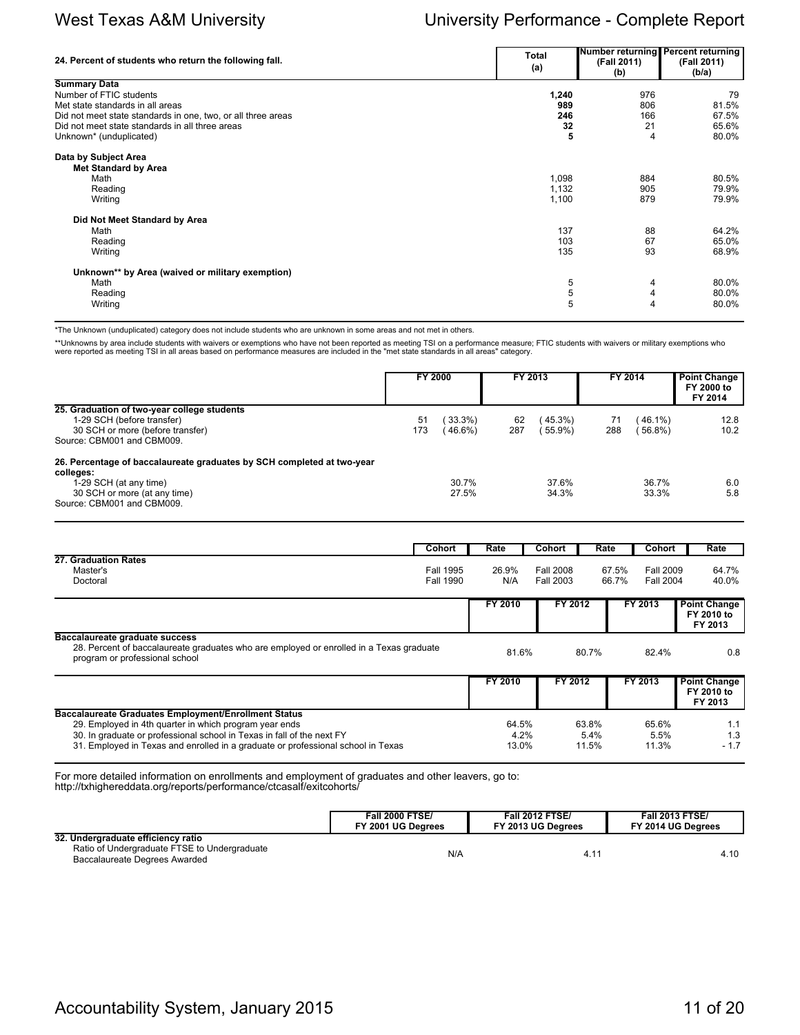| 24. Percent of students who return the following fall. | Total (a) | Number returning (Fall 2011) (b) | Percent returning (Fall 2011) (b/a) |
|---|---|---|---|
| **Summary Data** | | | |
| Number of FTIC students | **1,240** | 976 | 79 |
| Met state standards in all areas | **989** | 806 | 81.5% |
| Did not meet state standards in one, two, or all three areas | **246** | 166 | 67.5% |
| Did not meet state standards in all three areas | **32** | 21 | 65.6% |
| Unknown* (unduplicated) | **5** | 4 | 80.0% |
| **Data by Subject Area** | | | |
| **Met Standard by Area** | | | |
| Math | 1,098 | 884 | 80.5% |
| Reading | 1,132 | 905 | 79.9% |
| Writing | 1,100 | 879 | 79.9% |
| **Did Not Meet Standard by Area** | | | |
| Math | 137 | 88 | 64.2% |
| Reading | 103 | 67 | 65.0% |
| Writing | 135 | 93 | 68.9% |
| **Unknown** by Area (waived or military exemption)** | | | |
| Math | 5 | 4 | 80.0% |
| Reading | 5 | 4 | 80.0% |
| Writing | 5 | 4 | 80.0% |

*The Unknown (unduplicated) category does not include students who are unknown in some areas and not met in others.

**Unknowns by area include students with waivers or exemptions who have not been reported as meeting TSI on a performance measure; FTIC students with waivers or military exemptions who were reported as meeting TSI in all areas based on performance measures are included in the "met state standards in all areas" category.

| | FY 2000 | | FY 2013 | | FY 2014 | | Point Change FY 2000 to FY 2014 |
|---|---|---|---|---|---|---|---|
| **25. Graduation of two-year college students** | | | | | | | |
| 1-29 SCH (before transfer) | 51 | (33.3%) | 62 | (45.3%) | 71 | (46.1%) | 12.8 |
| 30 SCH or more (before transfer) | 173 | (46.6%) | 287 | (55.9%) | 288 | (56.8%) | 10.2 |
| Source: CBM001 and CBM009. | | | | | | | |
| **26. Percentage of baccalaureate graduates by SCH completed at two-year colleges:** | | | | | | | |
| 1-29 SCH (at any time) | | 30.7% | | 37.6% | | 36.7% | 6.0 |
| 30 SCH or more (at any time) | | 27.5% | | 34.3% | | 33.3% | 5.8 |
| Source: CBM001 and CBM009. | | | | | | | |

| | Cohort | Rate | Cohort | Rate | Cohort | Rate |
|---|---|---|---|---|---|---|
| **27. Graduation Rates** | | | | | | |
| Master's | Fall 1995 | 26.9% | Fall 2008 | 67.5% | Fall 2009 | 64.7% |
| Doctoral | Fall 1990 | N/A | Fall 2003 | 66.7% | Fall 2004 | 40.0% |

| | FY 2010 | FY 2012 | FY 2013 | Point Change FY 2010 to FY 2013 |
|---|---|---|---|---|
| **Baccalaureate graduate success** | | | | |
| 28. Percent of baccalaureate graduates who are employed or enrolled in a Texas graduate program or professional school | 81.6% | 80.7% | 82.4% | 0.8 |

| | FY 2010 | FY 2012 | FY 2013 | Point Change FY 2010 to FY 2013 |
|---|---|---|---|---|
| **Baccalaureate Graduates Employment/Enrollment Status** | | | | |
| 29. Employed in 4th quarter in which program year ends | 64.5% | 63.8% | 65.6% | 1.1 |
| 30. In graduate or professional school in Texas in fall of the next FY | 4.2% | 5.4% | 5.5% | 1.3 |
| 31. Employed in Texas and enrolled in a graduate or professional school in Texas | 13.0% | 11.5% | 11.3% | - 1.7 |

For more detailed information on enrollments and employment of graduates and other leavers, go to:
http://txhighereddata.org/reports/performance/ctcasalf/exitcohorts/

| | Fall 2000 FTSE/ FY 2001 UG Degrees | Fall 2012 FTSE/ FY 2013 UG Degrees | Fall 2013 FTSE/ FY 2014 UG Degrees |
|---|---|---|---|
| **32. Undergraduate efficiency ratio** | | | |
| Ratio of Undergraduate FTSE to Undergraduate Baccalaureate Degrees Awarded | N/A | 4.11 | 4.10 |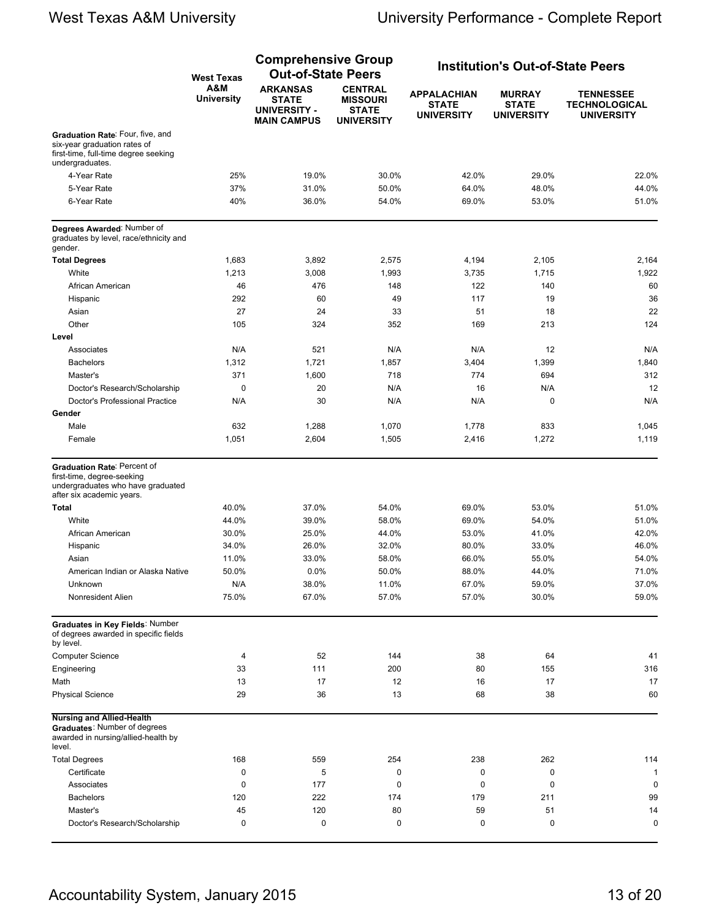| | West Texas A&M University | Comprehensive Group Out-of-State Peers | | Institution's Out-of-State Peers | | |
|---|---|---|---|---|---|---|
| | | ARKANSAS STATE UNIVERSITY - MAIN CAMPUS | CENTRAL MISSOURI STATE UNIVERSITY | APPALACHIAN STATE UNIVERSITY | MURRAY STATE UNIVERSITY | TENNESSEE TECHNOLOGICAL UNIVERSITY |
| **Graduation Rate**: Four, five, and six-year graduation rates of first-time, full-time degree seeking undergraduates. | | | | | | |
| 4-Year Rate | 25% | 19.0% | 30.0% | 42.0% | 29.0% | 22.0% |
| 5-Year Rate | 37% | 31.0% | 50.0% | 64.0% | 48.0% | 44.0% |
| 6-Year Rate | 40% | 36.0% | 54.0% | 69.0% | 53.0% | 51.0% |
| **Degrees Awarded**: Number of graduates by level, race/ethnicity and gender. | | | | | | |
| **Total Degrees** | 1,683 | 3,892 | 2,575 | 4,194 | 2,105 | 2,164 |
| White | 1,213 | 3,008 | 1,993 | 3,735 | 1,715 | 1,922 |
| African American | 46 | 476 | 148 | 122 | 140 | 60 |
| Hispanic | 292 | 60 | 49 | 117 | 19 | 36 |
| Asian | 27 | 24 | 33 | 51 | 18 | 22 |
| Other | 105 | 324 | 352 | 169 | 213 | 124 |
| **Level** | | | | | | |
| Associates | N/A | 521 | N/A | N/A | 12 | N/A |
| Bachelors | 1,312 | 1,721 | 1,857 | 3,404 | 1,399 | 1,840 |
| Master's | 371 | 1,600 | 718 | 774 | 694 | 312 |
| Doctor's Research/Scholarship | 0 | 20 | N/A | 16 | N/A | 12 |
| Doctor's Professional Practice | N/A | 30 | N/A | N/A | 0 | N/A |
| **Gender** | | | | | | |
| Male | 632 | 1,288 | 1,070 | 1,778 | 833 | 1,045 |
| Female | 1,051 | 2,604 | 1,505 | 2,416 | 1,272 | 1,119 |
| **Graduation Rate**: Percent of first-time, degree-seeking undergraduates who have graduated after six academic years. | | | | | | |
| **Total** | 40.0% | 37.0% | 54.0% | 69.0% | 53.0% | 51.0% |
| White | 44.0% | 39.0% | 58.0% | 69.0% | 54.0% | 51.0% |
| African American | 30.0% | 25.0% | 44.0% | 53.0% | 41.0% | 42.0% |
| Hispanic | 34.0% | 26.0% | 32.0% | 80.0% | 33.0% | 46.0% |
| Asian | 11.0% | 33.0% | 58.0% | 66.0% | 55.0% | 54.0% |
| American Indian or Alaska Native | 50.0% | 0.0% | 50.0% | 88.0% | 44.0% | 71.0% |
| Unknown | N/A | 38.0% | 11.0% | 67.0% | 59.0% | 37.0% |
| Nonresident Alien | 75.0% | 67.0% | 57.0% | 57.0% | 30.0% | 59.0% |
| **Graduates in Key Fields**: Number of degrees awarded in specific fields by level. | | | | | | |
| Computer Science | 4 | 52 | 144 | 38 | 64 | 41 |
| Engineering | 33 | 111 | 200 | 80 | 155 | 316 |
| Math | 13 | 17 | 12 | 16 | 17 | 17 |
| Physical Science | 29 | 36 | 13 | 68 | 38 | 60 |
| **Nursing and Allied-Health Graduates**: Number of degrees awarded in nursing/allied-health by level. | | | | | | |
| Total Degrees | 168 | 559 | 254 | 238 | 262 | 114 |
| Certificate | 0 | 5 | 0 | 0 | 0 | 1 |
| Associates | 0 | 177 | 0 | 0 | 0 | 0 |
| Bachelors | 120 | 222 | 174 | 179 | 211 | 99 |
| Master's | 45 | 120 | 80 | 59 | 51 | 14 |
| Doctor's Research/Scholarship | 0 | 0 | 0 | 0 | 0 | 0 |

Accountability System, January 2015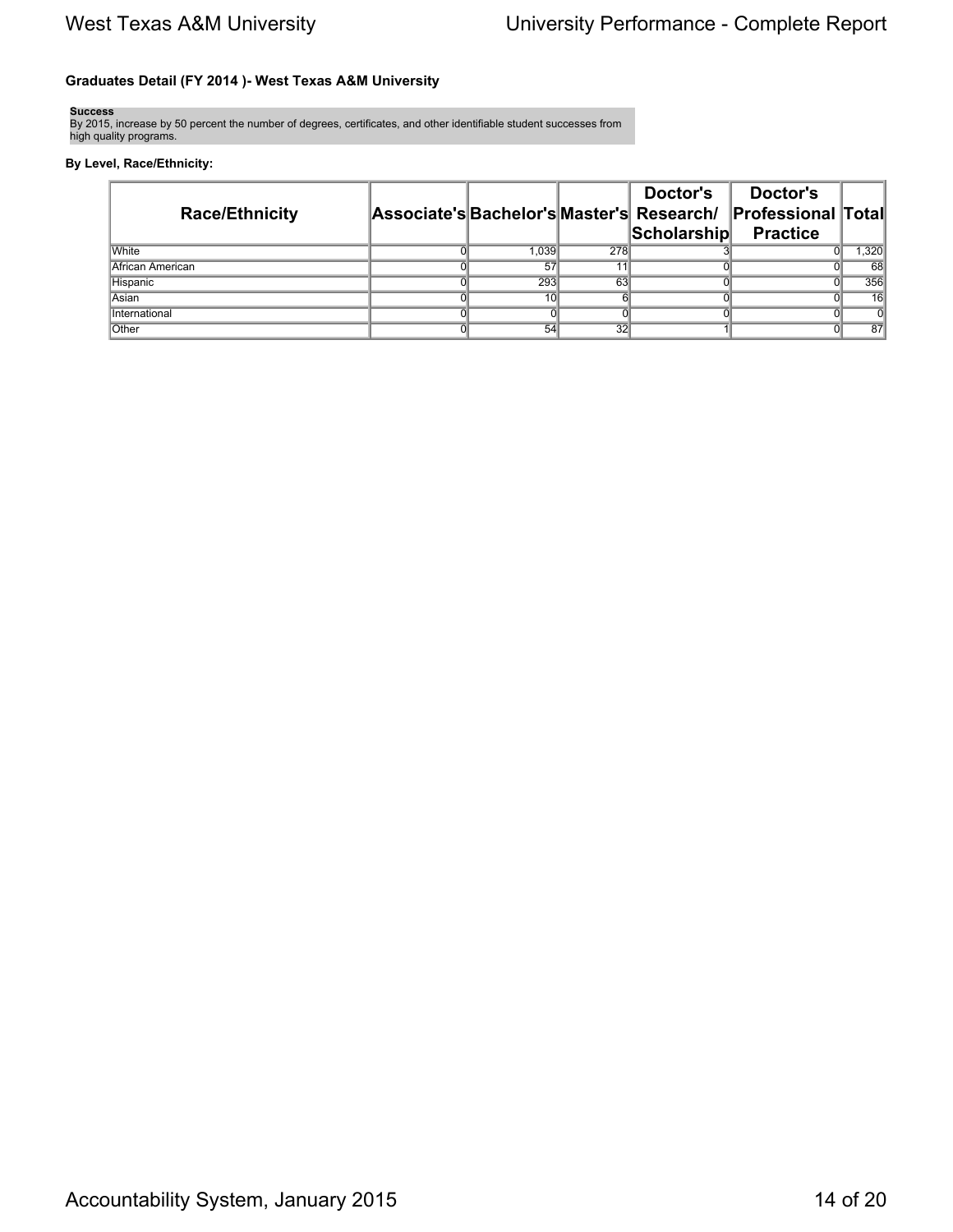### Graduates Detail (FY 2014 )- West Texas A&M University

**Success**
By 2015, increase by 50 percent the number of degrees, certificates, and other identifiable student successes from high quality programs.

**By Level, Race/Ethnicity:**

| Race/Ethnicity | Associate's | Bachelor's | Master's | Doctor's Research/ Scholarship | Doctor's Professional Practice | Total |
|---|---|---|---|---|---|---|
| White | 0 | 1,039 | 278 | 3 | 0 | 1,320 |
| African American | 0 | 57 | 11 | 0 | 0 | 68 |
| Hispanic | 0 | 293 | 63 | 0 | 0 | 356 |
| Asian | 0 | 10 | 6 | 0 | 0 | 16 |
| International | 0 | 0 | 0 | 0 | 0 | 0 |
| Other | 0 | 54 | 32 | 1 | 0 | 87 |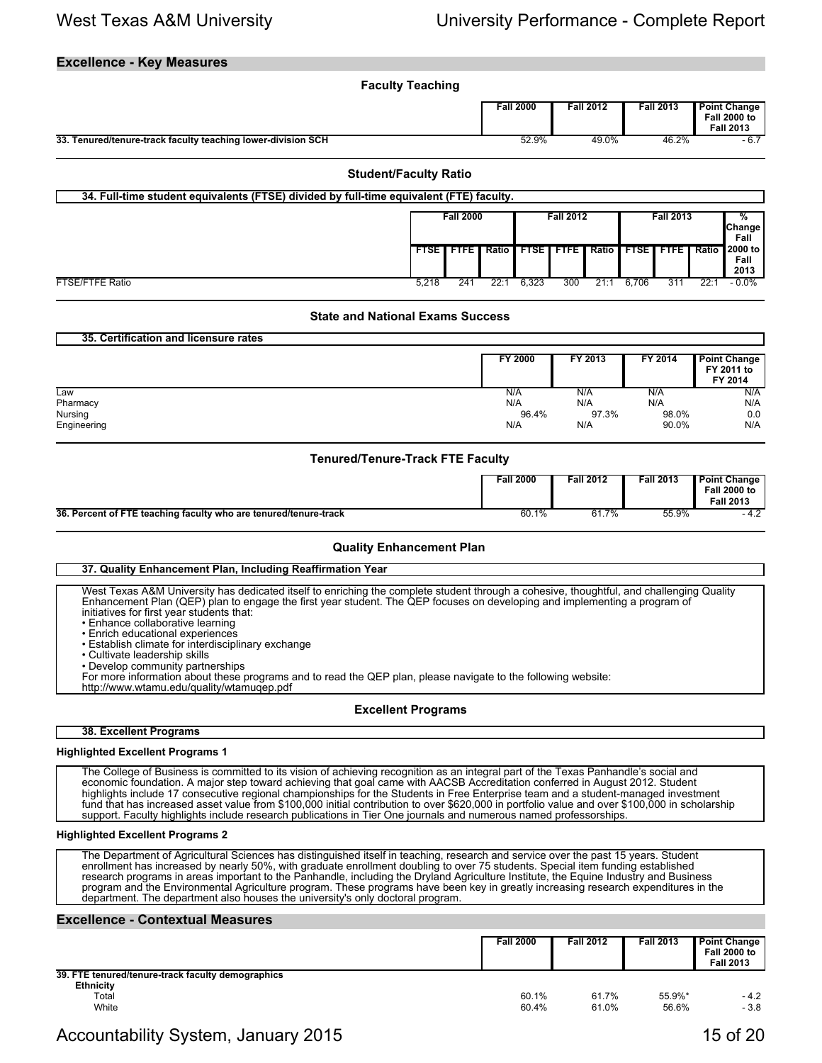## Excellence - Key Measures

### Faculty Teaching

| | Fall 2000 | Fall 2012 | Fall 2013 | Point Change Fall 2000 to Fall 2013 |
|---|---|---|---|---|
| **33. Tenured/tenure-track faculty teaching lower-division SCH** | 52.9% | 49.0% | 46.2% | - 6.7 |

### Student/Faculty Ratio

**34. Full-time student equivalents (FTSE) divided by full-time equivalent (FTE) faculty.**

| | Fall 2000 | | | Fall 2012 | | | Fall 2013 | | | % Change Fall 2000 to Fall 2013 |
|---|---|---|---|---|---|---|---|---|---|---|
| | FTSE | FTFE | Ratio | FTSE | FTFE | Ratio | FTSE | FTFE | Ratio | |
| FTSE/FTFE Ratio | 5,218 | 241 | 22:1 | 6,323 | 300 | 21:1 | 6,706 | 311 | 22:1 | - 0.0% |

### State and National Exams Success

**35. Certification and licensure rates**

| | FY 2000 | FY 2013 | FY 2014 | Point Change FY 2011 to FY 2014 |
|---|---|---|---|---|
| Law | N/A | N/A | N/A | N/A |
| Pharmacy | N/A | N/A | N/A | N/A |
| Nursing | 96.4% | 97.3% | 98.0% | 0.0 |
| Engineering | N/A | N/A | 90.0% | N/A |

### Tenured/Tenure-Track FTE Faculty

| | Fall 2000 | Fall 2012 | Fall 2013 | Point Change Fall 2000 to Fall 2013 |
|---|---|---|---|---|
| **36. Percent of FTE teaching faculty who are tenured/tenure-track** | 60.1% | 61.7% | 55.9% | - 4.2 |

### Quality Enhancement Plan

**37. Quality Enhancement Plan, Including Reaffirmation Year**

West Texas A&M University has dedicated itself to enriching the complete student through a cohesive, thoughtful, and challenging Quality Enhancement Plan (QEP) plan to engage the first year student. The QEP focuses on developing and implementing a program of initiatives for first year students that:

- Enhance collaborative learning
- Enrich educational experiences
- Establish climate for interdisciplinary exchange
- Cultivate leadership skills
- Develop community partnerships

For more information about these programs and to read the QEP plan, please navigate to the following website:
http://www.wtamu.edu/quality/wtamuqep.pdf

### Excellent Programs

**38. Excellent Programs**

**Highlighted Excellent Programs 1**

The College of Business is committed to its vision of achieving recognition as an integral part of the Texas Panhandle's social and economic foundation. A major step toward achieving that goal came with AACSB Accreditation conferred in August 2012. Student highlights include 17 consecutive regional championships for the Students in Free Enterprise team and a student-managed investment fund that has increased asset value from $100,000 initial contribution to over $620,000 in portfolio value and over $100,000 in scholarship support. Faculty highlights include research publications in Tier One journals and numerous named professorships.

**Highlighted Excellent Programs 2**

The Department of Agricultural Sciences has distinguished itself in teaching, research and service over the past 15 years. Student enrollment has increased by nearly 50%, with graduate enrollment doubling to over 75 students. Special item funding established research programs in areas important to the Panhandle, including the Dryland Agriculture Institute, the Equine Industry and Business program and the Environmental Agriculture program. These programs have been key in greatly increasing research expenditures in the department. The department also houses the university's only doctoral program.

## Excellence - Contextual Measures

| | Fall 2000 | Fall 2012 | Fall 2013 | Point Change Fall 2000 to Fall 2013 |
|---|---|---|---|---|
| **39. FTE tenured/tenure-track faculty demographics** | | | | |
| **Ethnicity** | | | | |
| Total | 60.1% | 61.7% | 55.9%* | - 4.2 |
| White | 60.4% | 61.0% | 56.6% | - 3.8 |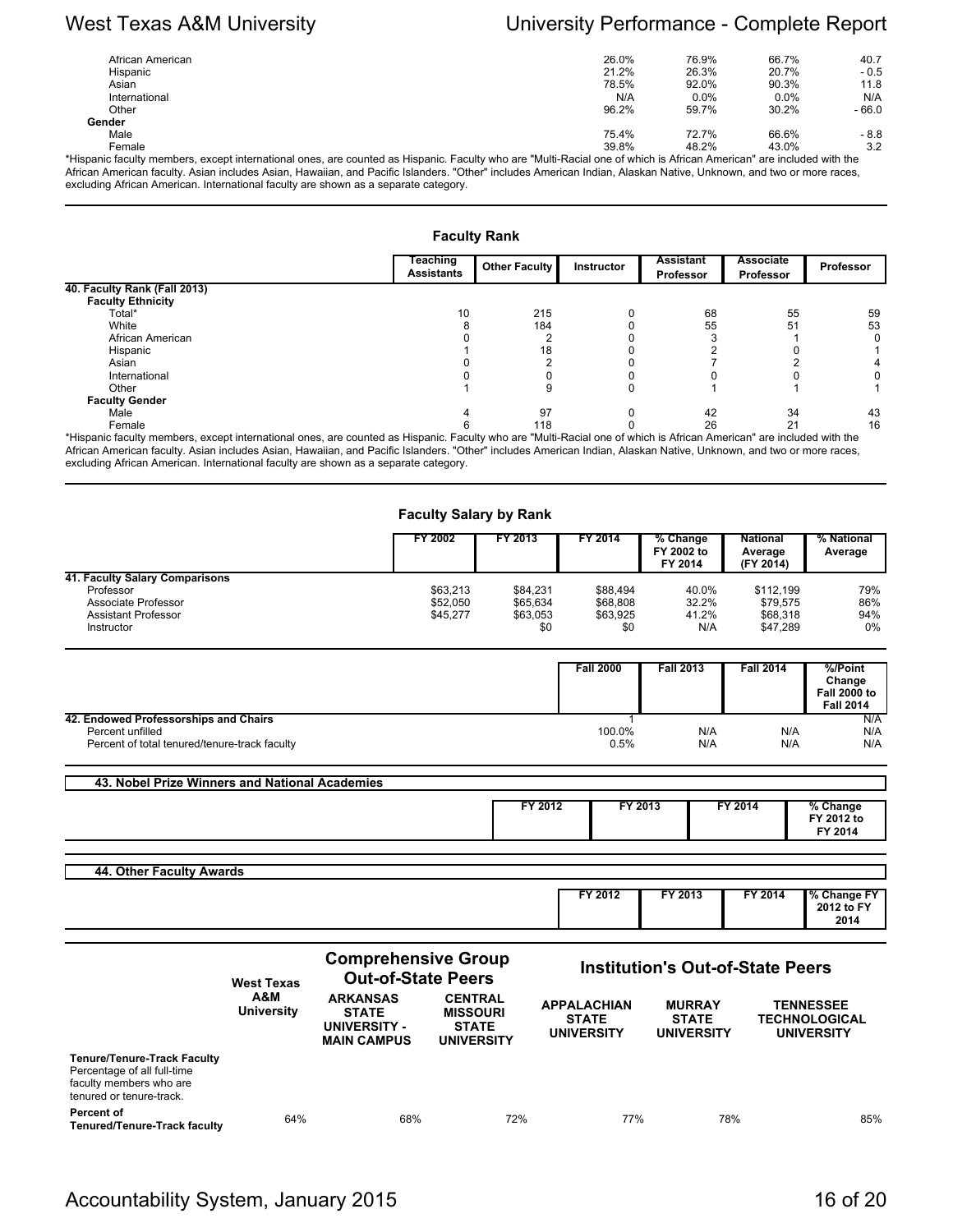| | | | | |
|---|---|---|---|---|
| African American | 26.0% | 76.9% | 66.7% | 40.7 |
| Hispanic | 21.2% | 26.3% | 20.7% | - 0.5 |
| Asian | 78.5% | 92.0% | 90.3% | 11.8 |
| International | N/A | 0.0% | 0.0% | N/A |
| Other | 96.2% | 59.7% | 30.2% | - 66.0 |
| **Gender** | | | | |
| Male | 75.4% | 72.7% | 66.6% | - 8.8 |
| Female | 39.8% | 48.2% | 43.0% | 3.2 |

*Hispanic faculty members, except international ones, are counted as Hispanic. Faculty who are "Multi-Racial one of which is African American" are included with the African American faculty. Asian includes Asian, Hawaiian, and Pacific Islanders. "Other" includes American Indian, Alaskan Native, Unknown, and two or more races, excluding African American. International faculty are shown as a separate category.

## Faculty Rank

| | Teaching Assistants | Other Faculty | Instructor | Assistant Professor | Associate Professor | Professor |
|---|---|---|---|---|---|---|
| **40. Faculty Rank (Fall 2013)** | | | | | | |
| **Faculty Ethnicity** | | | | | | |
| Total* | 10 | 215 | 0 | 68 | 55 | 59 |
| White | 8 | 184 | 0 | 55 | 51 | 53 |
| African American | 0 | 2 | 0 | 3 | 1 | 0 |
| Hispanic | 1 | 18 | 0 | 2 | 0 | 1 |
| Asian | 0 | 2 | 0 | 7 | 2 | 4 |
| International | 0 | 0 | 0 | 0 | 0 | 0 |
| Other | 1 | 9 | 0 | 1 | 1 | 1 |
| **Faculty Gender** | | | | | | |
| Male | 4 | 97 | 0 | 42 | 34 | 43 |
| Female | 6 | 118 | 0 | 26 | 21 | 16 |

*Hispanic faculty members, except international ones, are counted as Hispanic. Faculty who are "Multi-Racial one of which is African American" are included with the African American faculty. Asian includes Asian, Hawaiian, and Pacific Islanders. "Other" includes American Indian, Alaskan Native, Unknown, and two or more races, excluding African American. International faculty are shown as a separate category.

## Faculty Salary by Rank

| | FY 2002 | FY 2013 | FY 2014 | % Change FY 2002 to FY 2014 | National Average (FY 2014) | % National Average |
|---|---|---|---|---|---|---|
| **41. Faculty Salary Comparisons** | | | | | | |
| Professor | $63,213 | $84,231 | $88,494 | 40.0% | $112,199 | 79% |
| Associate Professor | $52,050 | $65,634 | $68,808 | 32.2% | $79,575 | 86% |
| Assistant Professor | $45,277 | $63,053 | $63,925 | 41.2% | $68,318 | 94% |
| Instructor | | $0 | $0 | N/A | $47,289 | 0% |

| | Fall 2000 | Fall 2013 | Fall 2014 | %/Point Change Fall 2000 to Fall 2014 |
|---|---|---|---|---|
| **42. Endowed Professorships and Chairs** | 1 | | | N/A |
| Percent unfilled | 100.0% | N/A | N/A | N/A |
| Percent of total tenured/tenure-track faculty | 0.5% | N/A | N/A | N/A |

**43. Nobel Prize Winners and National Academies**

| | FY 2012 | FY 2013 | FY 2014 | % Change FY 2012 to FY 2014 |
|---|---|---|---|---|

**44. Other Faculty Awards**

| | FY 2012 | FY 2013 | FY 2014 | % Change FY 2012 to FY 2014 |
|---|---|---|---|---|

| | West Texas A&M University | Comprehensive Group Out-of-State Peers | | Institution's Out-of-State Peers | | |
|---|---|---|---|---|---|---|
| | | ARKANSAS STATE UNIVERSITY - MAIN CAMPUS | CENTRAL MISSOURI STATE UNIVERSITY | APPALACHIAN STATE UNIVERSITY | MURRAY STATE UNIVERSITY | TENNESSEE TECHNOLOGICAL UNIVERSITY |
| **Tenure/Tenure-Track Faculty** Percentage of all full-time faculty members who are tenured or tenure-track. | | | | | | |
| **Percent of Tenured/Tenure-Track faculty** | 64% | 68% | 72% | 77% | 78% | 85% |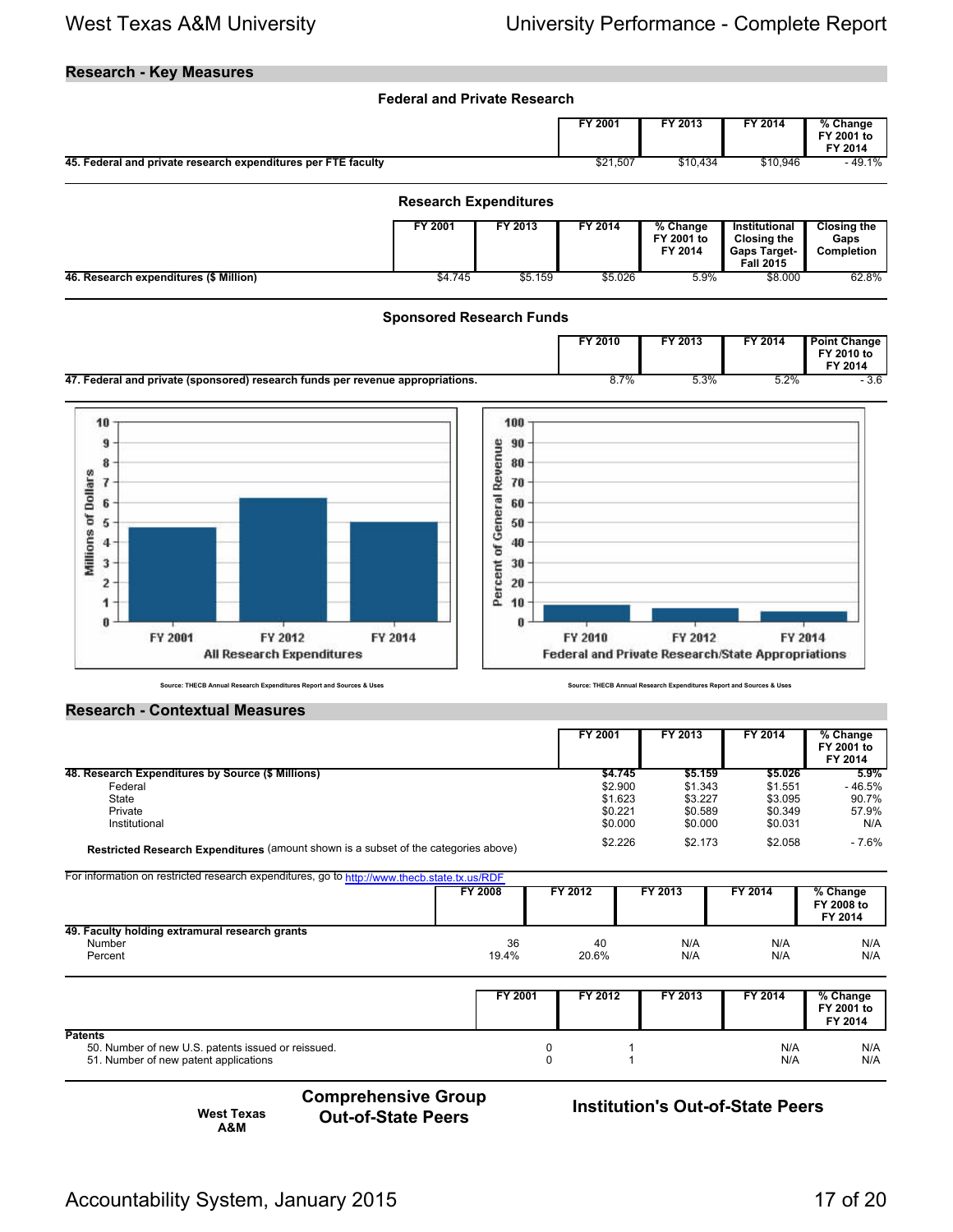## Research - Key Measures

### Federal and Private Research

| | FY 2001 | FY 2013 | FY 2014 | % Change FY 2001 to FY 2014 |
|---|---|---|---|---|
| **45. Federal and private research expenditures per FTE faculty** | $21,507 | $10,434 | $10,946 | - 49.1% |

### Research Expenditures

| | FY 2001 | FY 2013 | FY 2014 | % Change FY 2001 to FY 2014 | Institutional Closing the Gaps Target- Fall 2015 | Closing the Gaps Completion |
|---|---|---|---|---|---|---|
| **46. Research expenditures ($ Million)** | $4.745 | $5.159 | $5.026 | 5.9% | $8.000 | 62.8% |

### Sponsored Research Funds

| | FY 2010 | FY 2013 | FY 2014 | Point Change FY 2010 to FY 2014 |
|---|---|---|---|---|
| **47. Federal and private (sponsored) research funds per revenue appropriations.** | 8.7% | 5.3% | 5.2% | - 3.6 |

Source: THECB Annual Research Expenditures Report and Sources & Uses

Source: THECB Annual Research Expenditures Report and Sources & Uses

## Research - Contextual Measures

| | FY 2001 | FY 2013 | FY 2014 | % Change FY 2001 to FY 2014 |
|---|---|---|---|---|
| **48. Research Expenditures by Source ($ Millions)** | **$4.745** | **$5.159** | **$5.026** | **5.9%** |
| Federal | $2.900 | $1.343 | $1.551 | - 46.5% |
| State | $1.623 | $3.227 | $3.095 | 90.7% |
| Private | $0.221 | $0.589 | $0.349 | 57.9% |
| Institutional | $0.000 | $0.000 | $0.031 | N/A |
| **Restricted Research Expenditures** (amount shown is a subset of the categories above) | $2.226 | $2.173 | $2.058 | - 7.6% |

For information on restricted research expenditures, go to http://www.thecb.state.tx.us/RDF

| | FY 2008 | FY 2012 | FY 2013 | FY 2014 | % Change FY 2008 to FY 2014 |
|---|---|---|---|---|---|
| **49. Faculty holding extramural research grants** | | | | | |
| Number | 36 | 40 | N/A | N/A | N/A |
| Percent | 19.4% | 20.6% | N/A | N/A | N/A |

| | FY 2001 | FY 2012 | FY 2013 | FY 2014 | % Change FY 2001 to FY 2014 |
|---|---|---|---|---|---|
| **Patents** | | | | | |
| 50. Number of new U.S. patents issued or reissued. | 0 | 1 | | N/A | N/A |
| 51. Number of new patent applications | 0 | 1 | | N/A | N/A |

| West Texas A&M | Comprehensive Group Out-of-State Peers | Institution's Out-of-State Peers |
|---|---|---|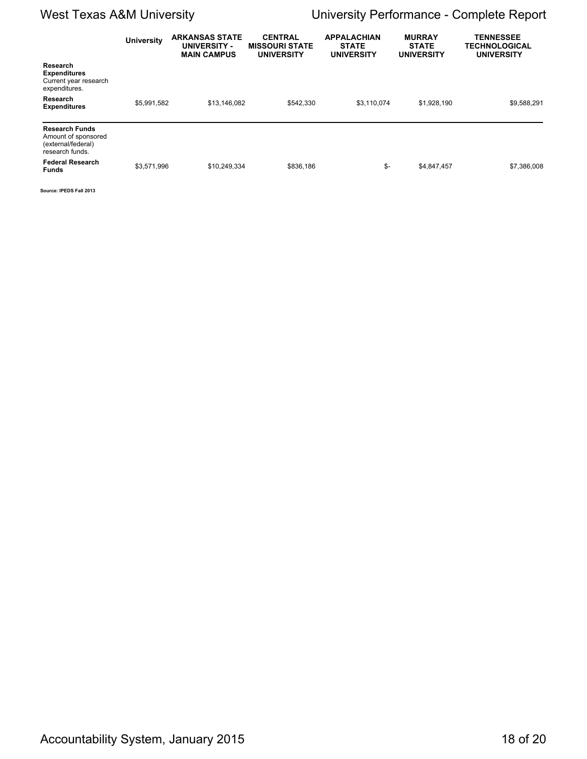| | University | ARKANSAS STATE UNIVERSITY - MAIN CAMPUS | CENTRAL MISSOURI STATE UNIVERSITY | APPALACHIAN STATE UNIVERSITY | MURRAY STATE UNIVERSITY | TENNESSEE TECHNOLOGICAL UNIVERSITY |
|---|---|---|---|---|---|---|
| **Research Expenditures** Current year research expenditures. | | | | | | |
| **Research Expenditures** | $5,991,582 | $13,146,082 | $542,330 | $3,110,074 | $1,928,190 | $9,588,291 |
| **Research Funds** Amount of sponsored (external/federal) research funds. | | | | | | |
| **Federal Research Funds** | $3,571,996 | $10,249,334 | $836,186 | $- | $4,847,457 | $7,386,008 |

**Source: IPEDS Fall 2013**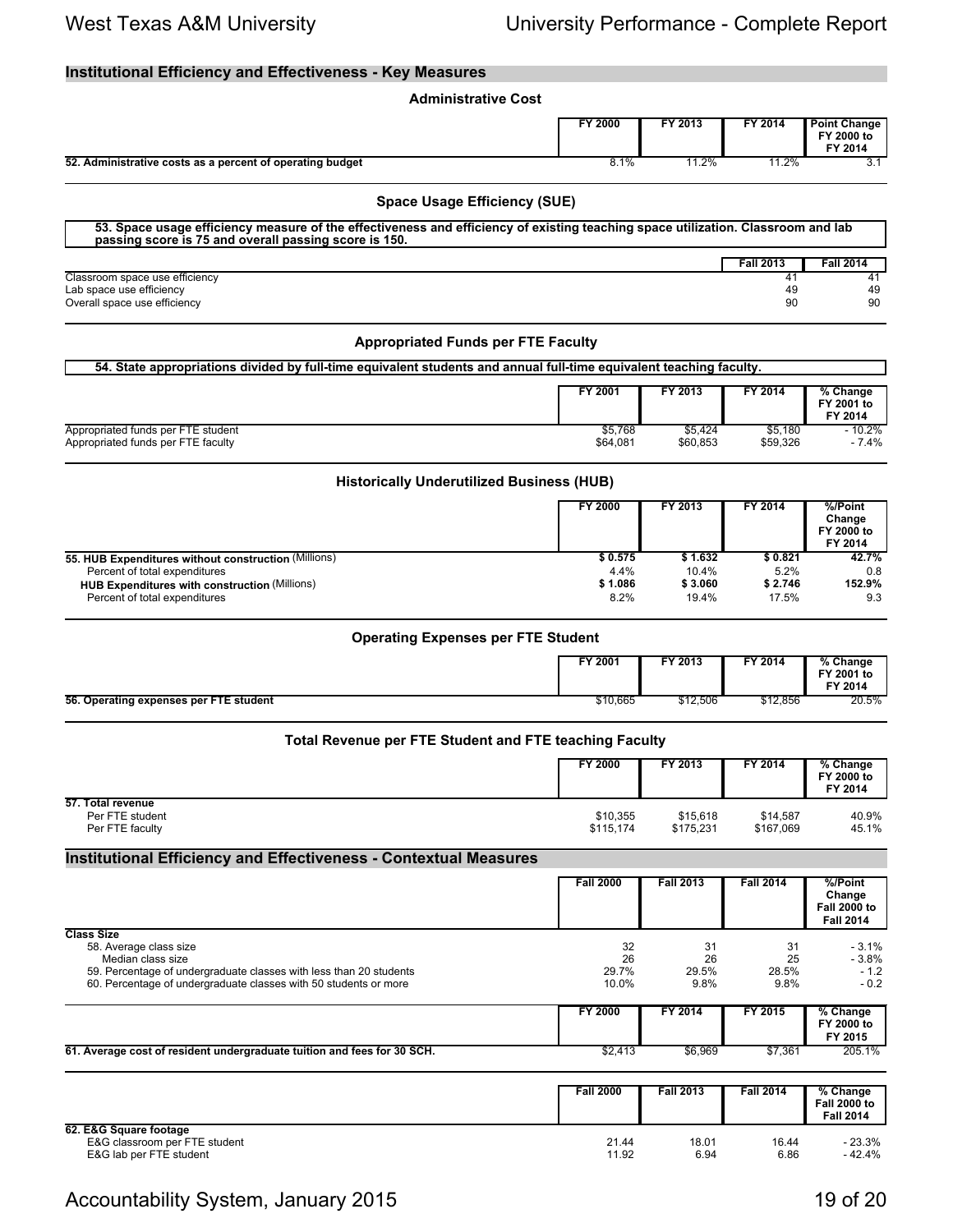## Institutional Efficiency and Effectiveness - Key Measures

### Administrative Cost

| | FY 2000 | FY 2013 | FY 2014 | Point Change FY 2000 to FY 2014 |
|---|---|---|---|---|
| **52. Administrative costs as a percent of operating budget** | 8.1% | 11.2% | 11.2% | 3.1 |

### Space Usage Efficiency (SUE)

**53. Space usage efficiency measure of the effectiveness and efficiency of existing teaching space utilization. Classroom and lab passing score is 75 and overall passing score is 150.**

| | Fall 2013 | Fall 2014 |
|---|---|---|
| Classroom space use efficiency | 41 | 41 |
| Lab space use efficiency | 49 | 49 |
| Overall space use efficiency | 90 | 90 |

### Appropriated Funds per FTE Faculty

**54. State appropriations divided by full-time equivalent students and annual full-time equivalent teaching faculty.**

| | FY 2001 | FY 2013 | FY 2014 | % Change FY 2001 to FY 2014 |
|---|---|---|---|---|
| Appropriated funds per FTE student | $5,768 | $5,424 | $5,180 | - 10.2% |
| Appropriated funds per FTE faculty | $64,081 | $60,853 | $59,326 | - 7.4% |

### Historically Underutilized Business (HUB)

| | FY 2000 | FY 2013 | FY 2014 | %/Point Change FY 2000 to FY 2014 |
|---|---|---|---|---|
| **55. HUB Expenditures without construction** (Millions) | **$ 0.575** | **$ 1.632** | **$ 0.821** | **42.7%** |
| Percent of total expenditures | 4.4% | 10.4% | 5.2% | 0.8 |
| **HUB Expenditures with construction** (Millions) | **$ 1.086** | **$ 3.060** | **$ 2.746** | **152.9%** |
| Percent of total expenditures | 8.2% | 19.4% | 17.5% | 9.3 |

### Operating Expenses per FTE Student

| | FY 2001 | FY 2013 | FY 2014 | % Change FY 2001 to FY 2014 |
|---|---|---|---|---|
| **56. Operating expenses per FTE student** | $10,665 | $12,506 | $12,856 | 20.5% |

### Total Revenue per FTE Student and FTE teaching Faculty

| | FY 2000 | FY 2013 | FY 2014 | % Change FY 2000 to FY 2014 |
|---|---|---|---|---|
| **57. Total revenue** | | | | |
| Per FTE student | $10,355 | $15,618 | $14,587 | 40.9% |
| Per FTE faculty | $115,174 | $175,231 | $167,069 | 45.1% |

## Institutional Efficiency and Effectiveness - Contextual Measures

| | Fall 2000 | Fall 2013 | Fall 2014 | %/Point Change Fall 2000 to Fall 2014 |
|---|---|---|---|---|
| **Class Size** | | | | |
| 58. Average class size | 32 | 31 | 31 | - 3.1% |
| Median class size | 26 | 26 | 25 | - 3.8% |
| 59. Percentage of undergraduate classes with less than 20 students | 29.7% | 29.5% | 28.5% | - 1.2 |
| 60. Percentage of undergraduate classes with 50 students or more | 10.0% | 9.8% | 9.8% | - 0.2 |

| | FY 2000 | FY 2014 | FY 2015 | % Change FY 2000 to FY 2015 |
|---|---|---|---|---|
| **61. Average cost of resident undergraduate tuition and fees for 30 SCH.** | $2,413 | $6,969 | $7,361 | 205.1% |

| | Fall 2000 | Fall 2013 | Fall 2014 | % Change Fall 2000 to Fall 2014 |
|---|---|---|---|---|
| **62. E&G Square footage** | | | | |
| E&G classroom per FTE student | 21.44 | 18.01 | 16.44 | - 23.3% |
| E&G lab per FTE student | 11.92 | 6.94 | 6.86 | - 42.4% |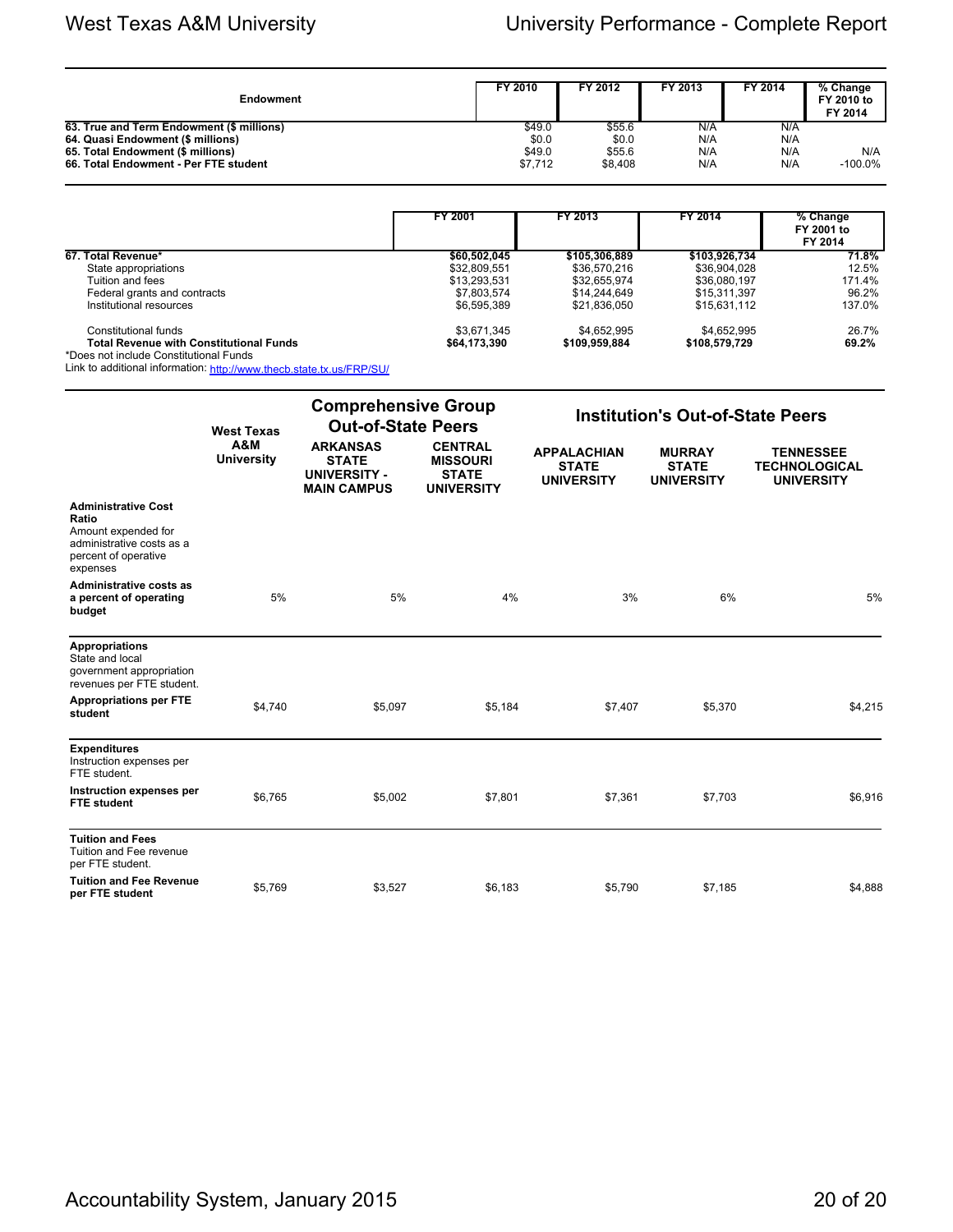| Endowment | FY 2010 | FY 2012 | FY 2013 | FY 2014 | % Change FY 2010 to FY 2014 |
|---|---|---|---|---|---|
| **63. True and Term Endowment ($ millions)** | $49.0 | $55.6 | N/A | N/A | |
| **64. Quasi Endowment ($ millions)** | $0.0 | $0.0 | N/A | N/A | |
| **65. Total Endowment ($ millions)** | $49.0 | $55.6 | N/A | N/A | N/A |
| **66. Total Endowment - Per FTE student** | $7,712 | $8,408 | N/A | N/A | -100.0% |

| | FY 2001 | FY 2013 | FY 2014 | % Change FY 2001 to FY 2014 |
|---|---|---|---|---|
| **67. Total Revenue*** | **$60,502,045** | **$105,306,889** | **$103,926,734** | **71.8%** |
| State appropriations | $32,809,551 | $36,570,216 | $36,904,028 | 12.5% |
| Tuition and fees | $13,293,531 | $32,655,974 | $36,080,197 | 171.4% |
| Federal grants and contracts | $7,803,574 | $14,244,649 | $15,311,397 | 96.2% |
| Institutional resources | $6,595,389 | $21,836,050 | $15,631,112 | 137.0% |
| Constitutional funds | $3,671,345 | $4,652,995 | $4,652,995 | 26.7% |
| **Total Revenue with Constitutional Funds** | **$64,173,390** | **$109,959,884** | **$108,579,729** | **69.2%** |

*Does not include Constitutional Funds

Link to additional information: http://www.thecb.state.tx.us/FRP/SU/

| | West Texas A&M University | Comprehensive Group Out-of-State Peers | | Institution's Out-of-State Peers | | |
|---|---|---|---|---|---|---|
| | | ARKANSAS STATE UNIVERSITY - MAIN CAMPUS | CENTRAL MISSOURI STATE UNIVERSITY | APPALACHIAN STATE UNIVERSITY | MURRAY STATE UNIVERSITY | TENNESSEE TECHNOLOGICAL UNIVERSITY |
| **Administrative Cost Ratio** Amount expended for administrative costs as a percent of operative expenses | | | | | | |
| **Administrative costs as a percent of operating budget** | 5% | 5% | 4% | 3% | 6% | 5% |
| **Appropriations** State and local government appropriation revenues per FTE student. | | | | | | |
| **Appropriations per FTE student** | $4,740 | $5,097 | $5,184 | $7,407 | $5,370 | $4,215 |
| **Expenditures** Instruction expenses per FTE student. | | | | | | |
| **Instruction expenses per FTE student** | $6,765 | $5,002 | $7,801 | $7,361 | $7,703 | $6,916 |
| **Tuition and Fees** Tuition and Fee revenue per FTE student. | | | | | | |
| **Tuition and Fee Revenue per FTE student** | $5,769 | $3,527 | $6,183 | $5,790 | $7,185 | $4,888 |